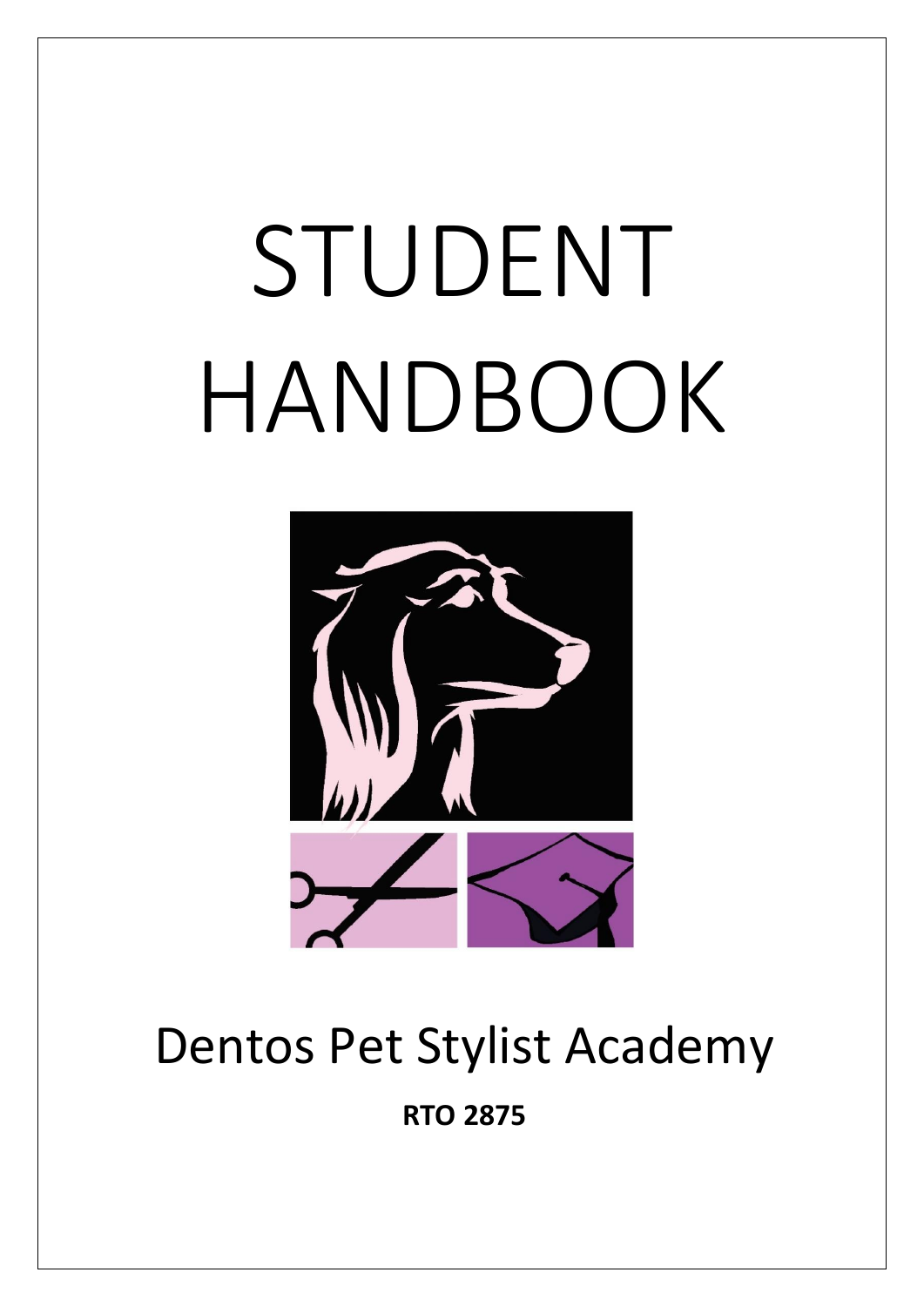# STUDENT HANDBOOK

Dentos Pet Stylist Academy

**RTO 2875**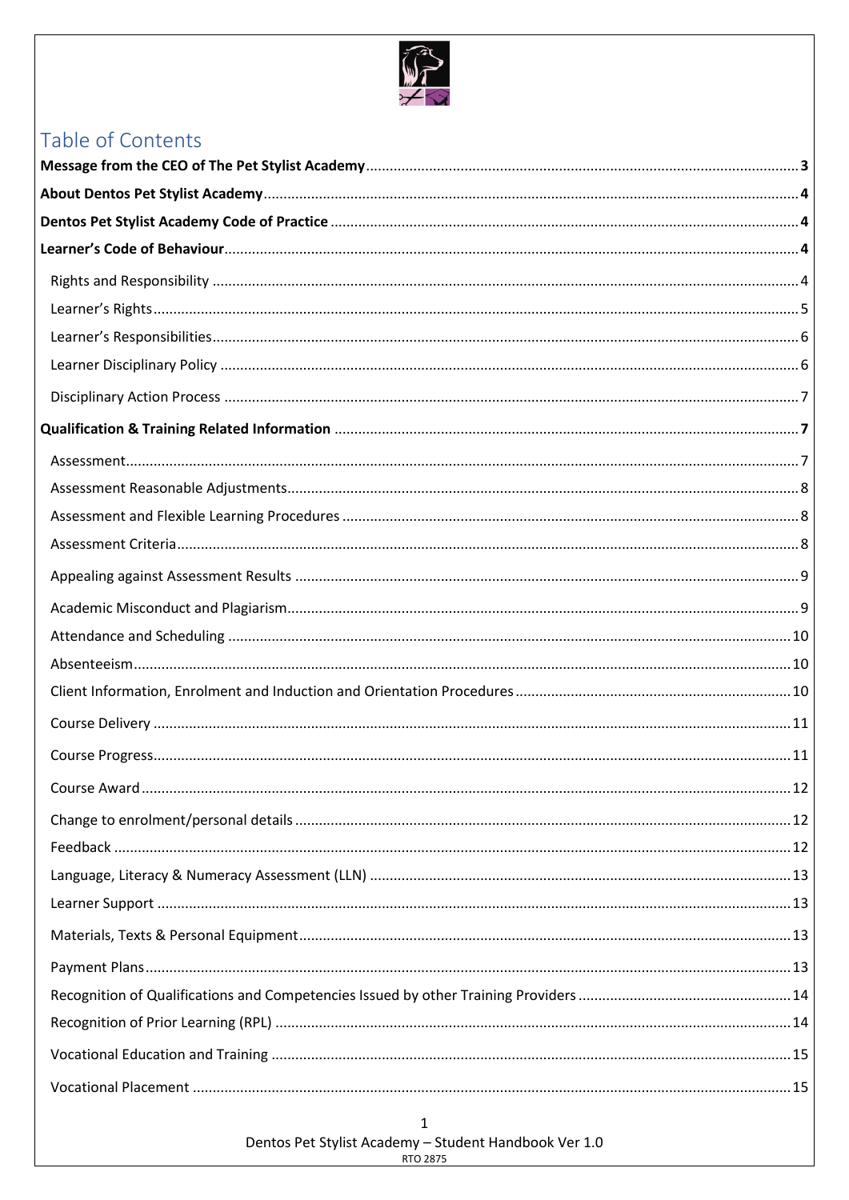# Table of Contents

**Message from the CEO of The Pet Stylist Academy** ..... **3**

**About Dentos Pet Stylist Academy** ..... **4**

**Dentos Pet Stylist Academy Code of Practice** ..... **4**

**Learner's Code of Behaviour** ..... **4**

- Rights and Responsibility ..... 4
- Learner's Rights ..... 5
- Learner's Responsibilities ..... 6
- Learner Disciplinary Policy ..... 6
- Disciplinary Action Process ..... 7

**Qualification & Training Related Information** ..... **7**

- Assessment ..... 7
- Assessment Reasonable Adjustments ..... 8
- Assessment and Flexible Learning Procedures ..... 8
- Assessment Criteria ..... 8
- Appealing against Assessment Results ..... 9
- Academic Misconduct and Plagiarism ..... 9
- Attendance and Scheduling ..... 10
- Absenteeism ..... 10
- Client Information, Enrolment and Induction and Orientation Procedures ..... 10
- Course Delivery ..... 11
- Course Progress ..... 11
- Course Award ..... 12
- Change to enrolment/personal details ..... 12
- Feedback ..... 12
- Language, Literacy & Numeracy Assessment (LLN) ..... 13
- Learner Support ..... 13
- Materials, Texts & Personal Equipment ..... 13
- Payment Plans ..... 13
- Recognition of Qualifications and Competencies Issued by other Training Providers ..... 14
- Recognition of Prior Learning (RPL) ..... 14
- Vocational Education and Training ..... 15
- Vocational Placement ..... 15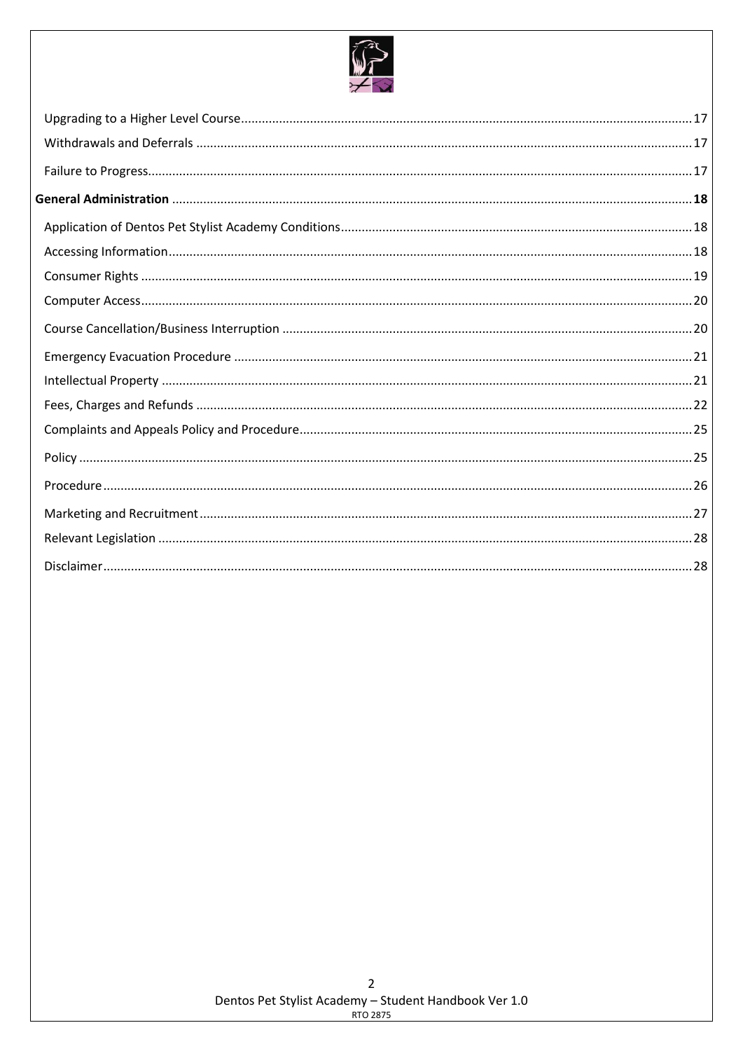- Upgrading to a Higher Level Course .... 17
- Withdrawals and Deferrals .... 17
- Failure to Progress .... 17

**General Administration** .... **18**

- Application of Dentos Pet Stylist Academy Conditions .... 18
- Accessing Information .... 18
- Consumer Rights .... 19
- Computer Access .... 20
- Course Cancellation/Business Interruption .... 20
- Emergency Evacuation Procedure .... 21
- Intellectual Property .... 21
- Fees, Charges and Refunds .... 22
- Complaints and Appeals Policy and Procedure .... 25
- Policy .... 25
- Procedure .... 26
- Marketing and Recruitment .... 27
- Relevant Legislation .... 28
- Disclaimer .... 28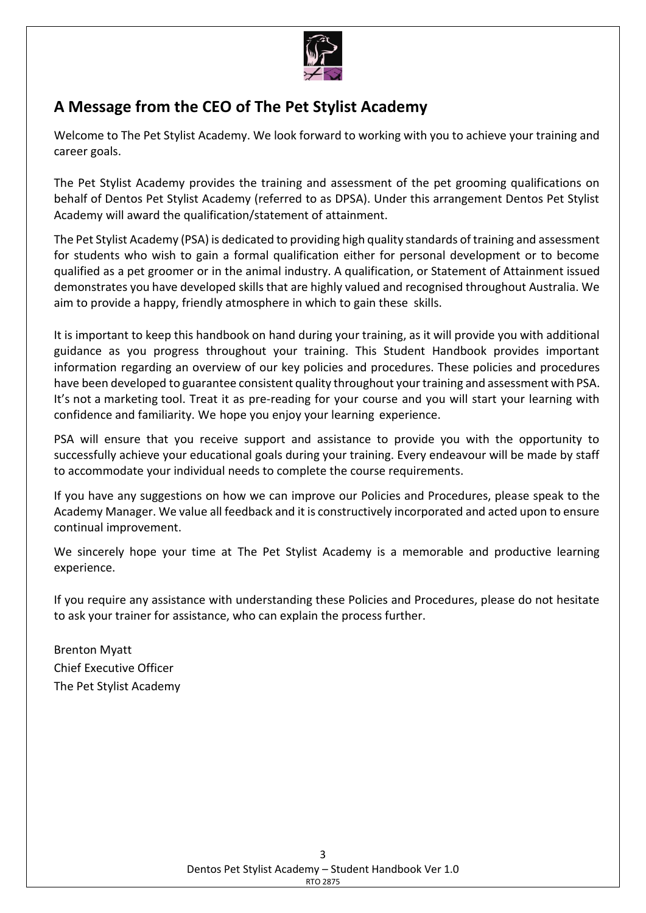## A Message from the CEO of The Pet Stylist Academy

Welcome to The Pet Stylist Academy. We look forward to working with you to achieve your training and career goals.

The Pet Stylist Academy provides the training and assessment of the pet grooming qualifications on behalf of Dentos Pet Stylist Academy (referred to as DPSA). Under this arrangement Dentos Pet Stylist Academy will award the qualification/statement of attainment.

The Pet Stylist Academy (PSA) is dedicated to providing high quality standards of training and assessment for students who wish to gain a formal qualification either for personal development or to become qualified as a pet groomer or in the animal industry. A qualification, or Statement of Attainment issued demonstrates you have developed skills that are highly valued and recognised throughout Australia. We aim to provide a happy, friendly atmosphere in which to gain these skills.

It is important to keep this handbook on hand during your training, as it will provide you with additional guidance as you progress throughout your training. This Student Handbook provides important information regarding an overview of our key policies and procedures. These policies and procedures have been developed to guarantee consistent quality throughout your training and assessment with PSA. It's not a marketing tool. Treat it as pre-reading for your course and you will start your learning with confidence and familiarity. We hope you enjoy your learning experience.

PSA will ensure that you receive support and assistance to provide you with the opportunity to successfully achieve your educational goals during your training. Every endeavour will be made by staff to accommodate your individual needs to complete the course requirements.

If you have any suggestions on how we can improve our Policies and Procedures, please speak to the Academy Manager. We value all feedback and it is constructively incorporated and acted upon to ensure continual improvement.

We sincerely hope your time at The Pet Stylist Academy is a memorable and productive learning experience.

If you require any assistance with understanding these Policies and Procedures, please do not hesitate to ask your trainer for assistance, who can explain the process further.

Brenton Myatt
Chief Executive Officer
The Pet Stylist Academy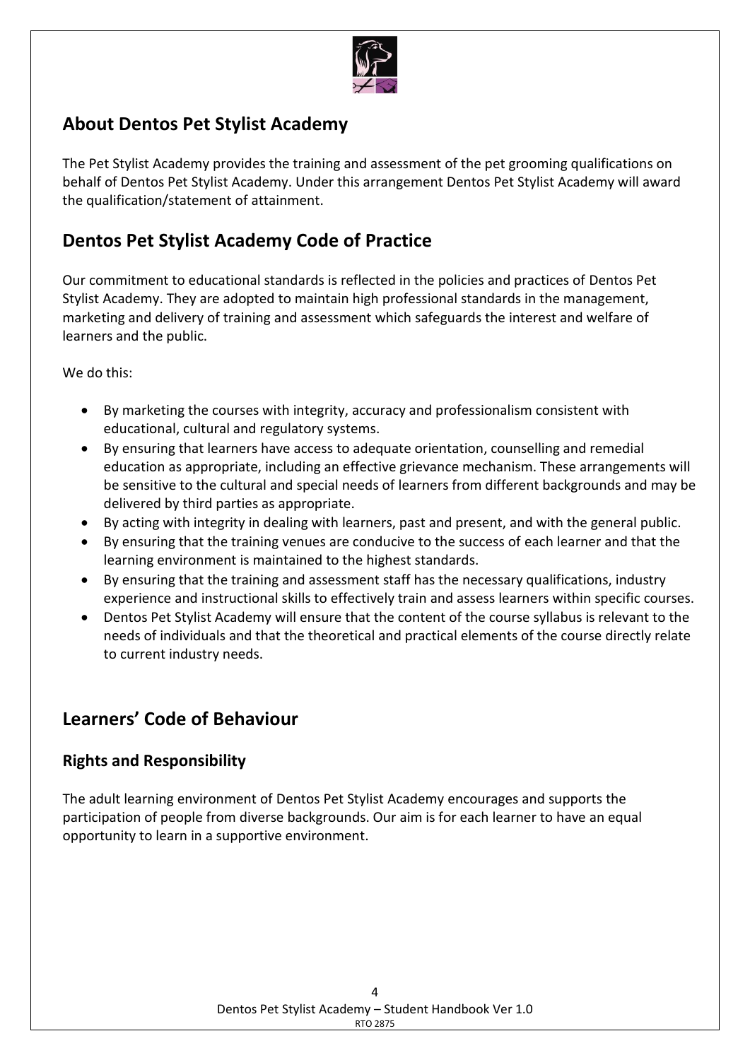## About Dentos Pet Stylist Academy

The Pet Stylist Academy provides the training and assessment of the pet grooming qualifications on behalf of Dentos Pet Stylist Academy. Under this arrangement Dentos Pet Stylist Academy will award the qualification/statement of attainment.

## Dentos Pet Stylist Academy Code of Practice

Our commitment to educational standards is reflected in the policies and practices of Dentos Pet Stylist Academy. They are adopted to maintain high professional standards in the management, marketing and delivery of training and assessment which safeguards the interest and welfare of learners and the public.

We do this:

- By marketing the courses with integrity, accuracy and professionalism consistent with educational, cultural and regulatory systems.
- By ensuring that learners have access to adequate orientation, counselling and remedial education as appropriate, including an effective grievance mechanism. These arrangements will be sensitive to the cultural and special needs of learners from different backgrounds and may be delivered by third parties as appropriate.
- By acting with integrity in dealing with learners, past and present, and with the general public.
- By ensuring that the training venues are conducive to the success of each learner and that the learning environment is maintained to the highest standards.
- By ensuring that the training and assessment staff has the necessary qualifications, industry experience and instructional skills to effectively train and assess learners within specific courses.
- Dentos Pet Stylist Academy will ensure that the content of the course syllabus is relevant to the needs of individuals and that the theoretical and practical elements of the course directly relate to current industry needs.

## Learners' Code of Behaviour

### Rights and Responsibility

The adult learning environment of Dentos Pet Stylist Academy encourages and supports the participation of people from diverse backgrounds. Our aim is for each learner to have an equal opportunity to learn in a supportive environment.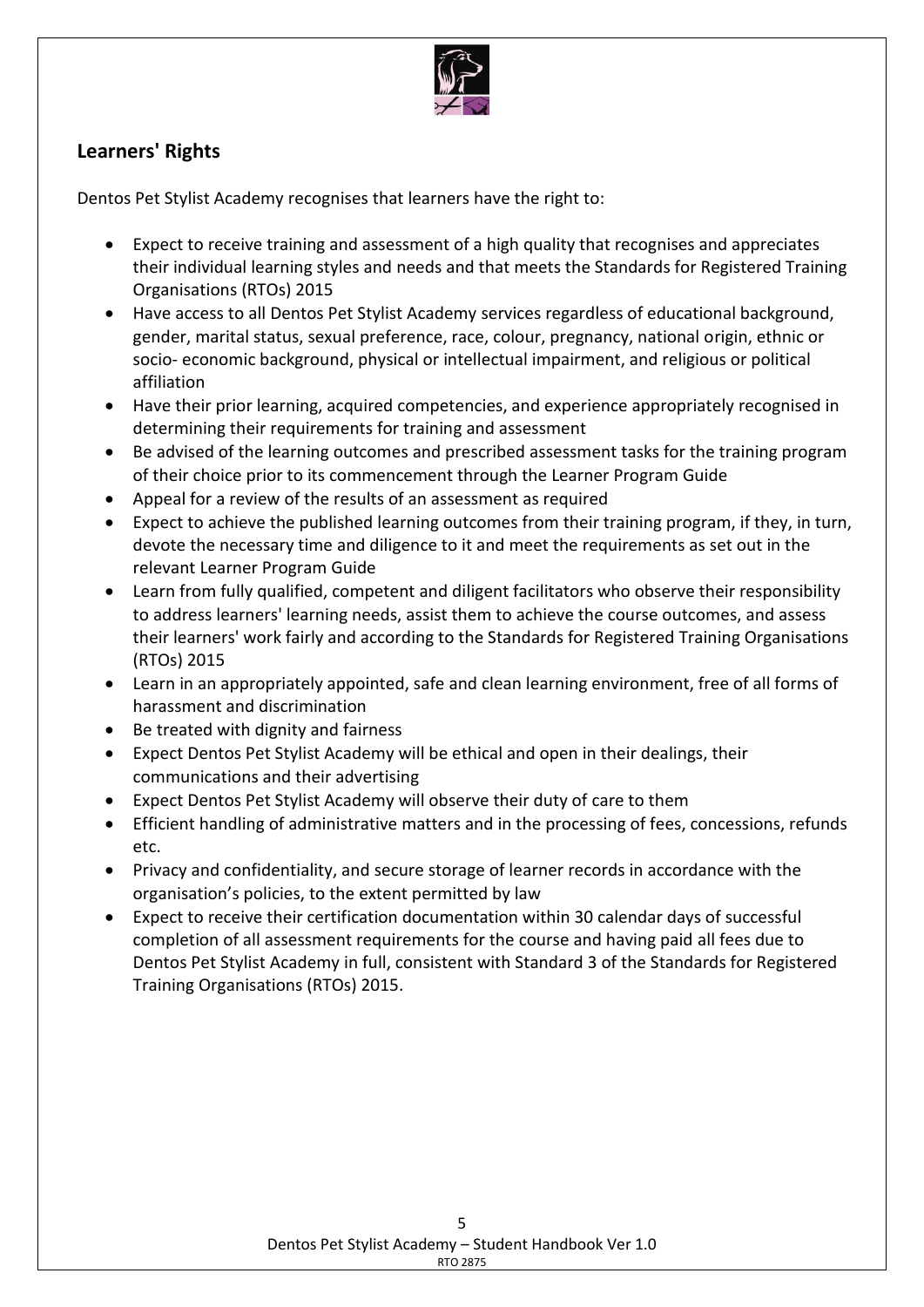## Learners' Rights

Dentos Pet Stylist Academy recognises that learners have the right to:

- Expect to receive training and assessment of a high quality that recognises and appreciates their individual learning styles and needs and that meets the Standards for Registered Training Organisations (RTOs) 2015
- Have access to all Dentos Pet Stylist Academy services regardless of educational background, gender, marital status, sexual preference, race, colour, pregnancy, national origin, ethnic or socio- economic background, physical or intellectual impairment, and religious or political affiliation
- Have their prior learning, acquired competencies, and experience appropriately recognised in determining their requirements for training and assessment
- Be advised of the learning outcomes and prescribed assessment tasks for the training program of their choice prior to its commencement through the Learner Program Guide
- Appeal for a review of the results of an assessment as required
- Expect to achieve the published learning outcomes from their training program, if they, in turn, devote the necessary time and diligence to it and meet the requirements as set out in the relevant Learner Program Guide
- Learn from fully qualified, competent and diligent facilitators who observe their responsibility to address learners' learning needs, assist them to achieve the course outcomes, and assess their learners' work fairly and according to the Standards for Registered Training Organisations (RTOs) 2015
- Learn in an appropriately appointed, safe and clean learning environment, free of all forms of harassment and discrimination
- Be treated with dignity and fairness
- Expect Dentos Pet Stylist Academy will be ethical and open in their dealings, their communications and their advertising
- Expect Dentos Pet Stylist Academy will observe their duty of care to them
- Efficient handling of administrative matters and in the processing of fees, concessions, refunds etc.
- Privacy and confidentiality, and secure storage of learner records in accordance with the organisation's policies, to the extent permitted by law
- Expect to receive their certification documentation within 30 calendar days of successful completion of all assessment requirements for the course and having paid all fees due to Dentos Pet Stylist Academy in full, consistent with Standard 3 of the Standards for Registered Training Organisations (RTOs) 2015.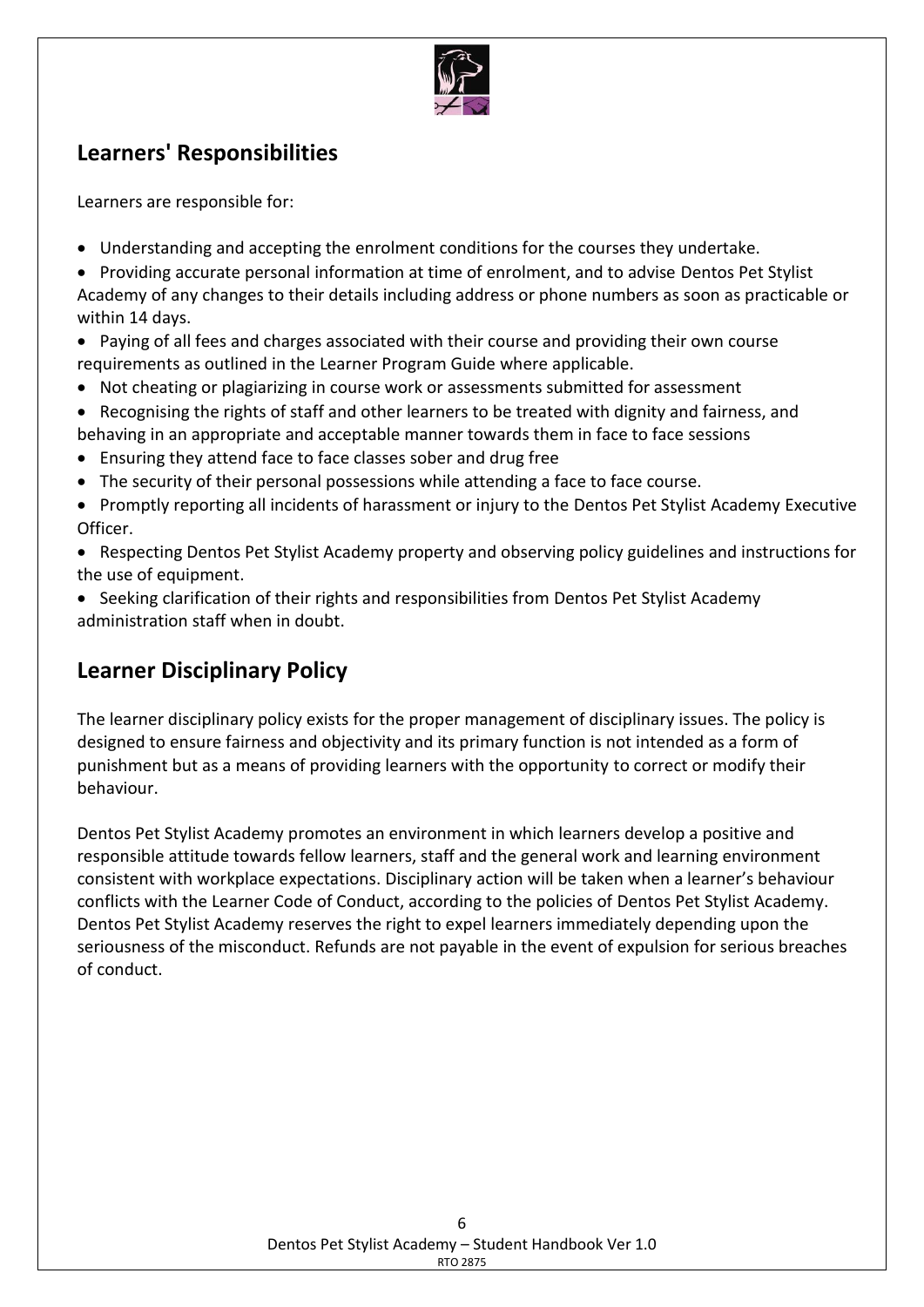## Learners' Responsibilities

Learners are responsible for:

- Understanding and accepting the enrolment conditions for the courses they undertake.
- Providing accurate personal information at time of enrolment, and to advise Dentos Pet Stylist Academy of any changes to their details including address or phone numbers as soon as practicable or within 14 days.
- Paying of all fees and charges associated with their course and providing their own course requirements as outlined in the Learner Program Guide where applicable.
- Not cheating or plagiarizing in course work or assessments submitted for assessment
- Recognising the rights of staff and other learners to be treated with dignity and fairness, and behaving in an appropriate and acceptable manner towards them in face to face sessions
- Ensuring they attend face to face classes sober and drug free
- The security of their personal possessions while attending a face to face course.
- Promptly reporting all incidents of harassment or injury to the Dentos Pet Stylist Academy Executive Officer.
- Respecting Dentos Pet Stylist Academy property and observing policy guidelines and instructions for the use of equipment.
- Seeking clarification of their rights and responsibilities from Dentos Pet Stylist Academy administration staff when in doubt.

## Learner Disciplinary Policy

The learner disciplinary policy exists for the proper management of disciplinary issues. The policy is designed to ensure fairness and objectivity and its primary function is not intended as a form of punishment but as a means of providing learners with the opportunity to correct or modify their behaviour.

Dentos Pet Stylist Academy promotes an environment in which learners develop a positive and responsible attitude towards fellow learners, staff and the general work and learning environment consistent with workplace expectations. Disciplinary action will be taken when a learner's behaviour conflicts with the Learner Code of Conduct, according to the policies of Dentos Pet Stylist Academy. Dentos Pet Stylist Academy reserves the right to expel learners immediately depending upon the seriousness of the misconduct. Refunds are not payable in the event of expulsion for serious breaches of conduct.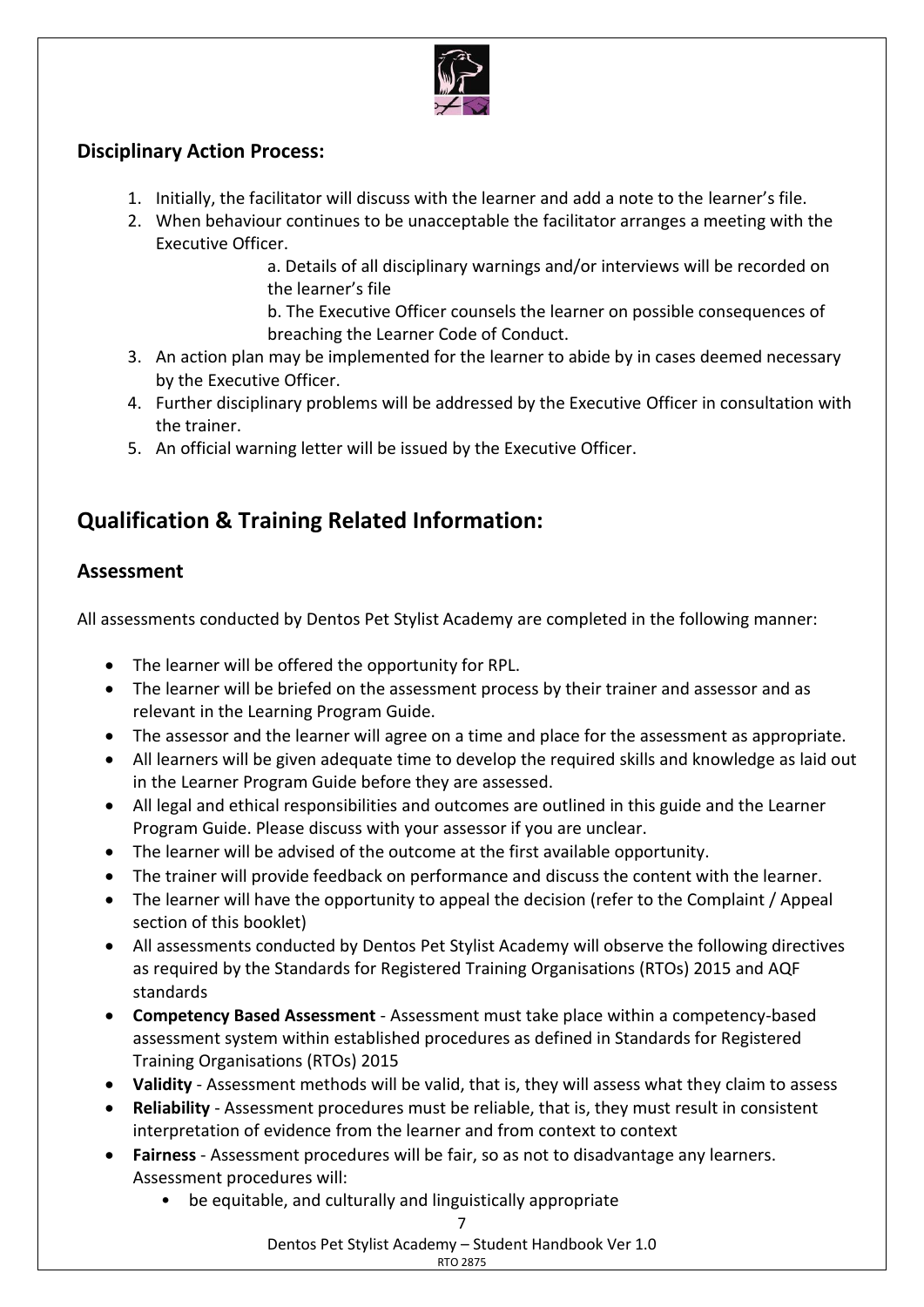### Disciplinary Action Process:

1. Initially, the facilitator will discuss with the learner and add a note to the learner's file.
2. When behaviour continues to be unacceptable the facilitator arranges a meeting with the Executive Officer.
    a. Details of all disciplinary warnings and/or interviews will be recorded on the learner's file
    b. The Executive Officer counsels the learner on possible consequences of breaching the Learner Code of Conduct.
3. An action plan may be implemented for the learner to abide by in cases deemed necessary by the Executive Officer.
4. Further disciplinary problems will be addressed by the Executive Officer in consultation with the trainer.
5. An official warning letter will be issued by the Executive Officer.

## Qualification & Training Related Information:

### Assessment

All assessments conducted by Dentos Pet Stylist Academy are completed in the following manner:

- The learner will be offered the opportunity for RPL.
- The learner will be briefed on the assessment process by their trainer and assessor and as relevant in the Learning Program Guide.
- The assessor and the learner will agree on a time and place for the assessment as appropriate.
- All learners will be given adequate time to develop the required skills and knowledge as laid out in the Learner Program Guide before they are assessed.
- All legal and ethical responsibilities and outcomes are outlined in this guide and the Learner Program Guide. Please discuss with your assessor if you are unclear.
- The learner will be advised of the outcome at the first available opportunity.
- The trainer will provide feedback on performance and discuss the content with the learner.
- The learner will have the opportunity to appeal the decision (refer to the Complaint / Appeal section of this booklet)
- All assessments conducted by Dentos Pet Stylist Academy will observe the following directives as required by the Standards for Registered Training Organisations (RTOs) 2015 and AQF standards
- **Competency Based Assessment** - Assessment must take place within a competency-based assessment system within established procedures as defined in Standards for Registered Training Organisations (RTOs) 2015
- **Validity** - Assessment methods will be valid, that is, they will assess what they claim to assess
- **Reliability** - Assessment procedures must be reliable, that is, they must result in consistent interpretation of evidence from the learner and from context to context
- **Fairness** - Assessment procedures will be fair, so as not to disadvantage any learners. Assessment procedures will:
    - be equitable, and culturally and linguistically appropriate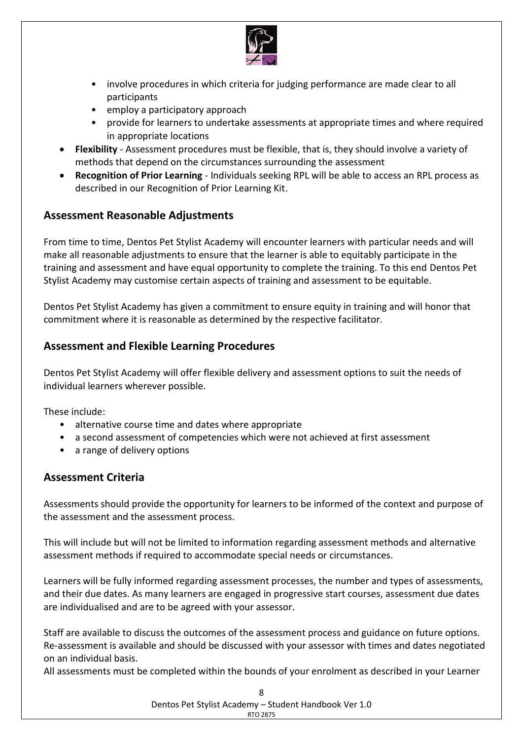- involve procedures in which criteria for judging performance are made clear to all participants
- employ a participatory approach
- provide for learners to undertake assessments at appropriate times and where required in appropriate locations

- **Flexibility** - Assessment procedures must be flexible, that is, they should involve a variety of methods that depend on the circumstances surrounding the assessment
- **Recognition of Prior Learning** - Individuals seeking RPL will be able to access an RPL process as described in our Recognition of Prior Learning Kit.

## Assessment Reasonable Adjustments

From time to time, Dentos Pet Stylist Academy will encounter learners with particular needs and will make all reasonable adjustments to ensure that the learner is able to equitably participate in the training and assessment and have equal opportunity to complete the training. To this end Dentos Pet Stylist Academy may customise certain aspects of training and assessment to be equitable.

Dentos Pet Stylist Academy has given a commitment to ensure equity in training and will honor that commitment where it is reasonable as determined by the respective facilitator.

## Assessment and Flexible Learning Procedures

Dentos Pet Stylist Academy will offer flexible delivery and assessment options to suit the needs of individual learners wherever possible.

These include:

- alternative course time and dates where appropriate
- a second assessment of competencies which were not achieved at first assessment
- a range of delivery options

## Assessment Criteria

Assessments should provide the opportunity for learners to be informed of the context and purpose of the assessment and the assessment process.

This will include but will not be limited to information regarding assessment methods and alternative assessment methods if required to accommodate special needs or circumstances.

Learners will be fully informed regarding assessment processes, the number and types of assessments, and their due dates. As many learners are engaged in progressive start courses, assessment due dates are individualised and are to be agreed with your assessor.

Staff are available to discuss the outcomes of the assessment process and guidance on future options. Re-assessment is available and should be discussed with your assessor with times and dates negotiated on an individual basis.

All assessments must be completed within the bounds of your enrolment as described in your Learner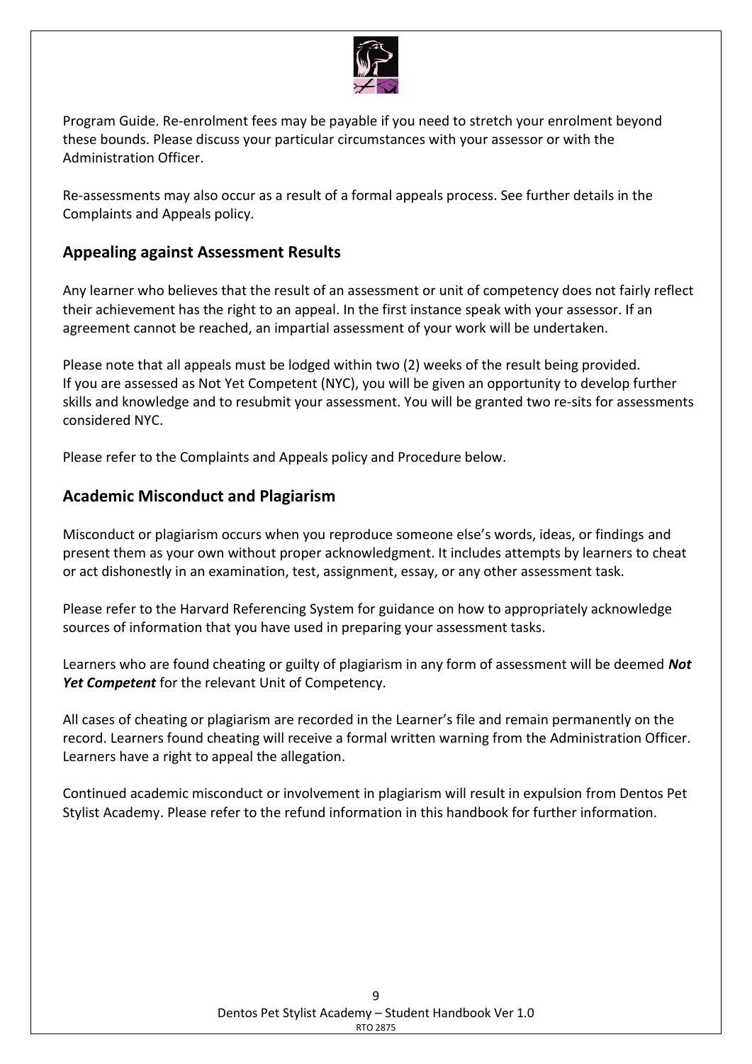Program Guide. Re-enrolment fees may be payable if you need to stretch your enrolment beyond these bounds. Please discuss your particular circumstances with your assessor or with the Administration Officer.

Re-assessments may also occur as a result of a formal appeals process. See further details in the Complaints and Appeals policy.

## Appealing against Assessment Results

Any learner who believes that the result of an assessment or unit of competency does not fairly reflect their achievement has the right to an appeal. In the first instance speak with your assessor. If an agreement cannot be reached, an impartial assessment of your work will be undertaken.

Please note that all appeals must be lodged within two (2) weeks of the result being provided. If you are assessed as Not Yet Competent (NYC), you will be given an opportunity to develop further skills and knowledge and to resubmit your assessment. You will be granted two re-sits for assessments considered NYC.

Please refer to the Complaints and Appeals policy and Procedure below.

## Academic Misconduct and Plagiarism

Misconduct or plagiarism occurs when you reproduce someone else's words, ideas, or findings and present them as your own without proper acknowledgment. It includes attempts by learners to cheat or act dishonestly in an examination, test, assignment, essay, or any other assessment task.

Please refer to the Harvard Referencing System for guidance on how to appropriately acknowledge sources of information that you have used in preparing your assessment tasks.

Learners who are found cheating or guilty of plagiarism in any form of assessment will be deemed ***Not Yet Competent*** for the relevant Unit of Competency.

All cases of cheating or plagiarism are recorded in the Learner's file and remain permanently on the record. Learners found cheating will receive a formal written warning from the Administration Officer. Learners have a right to appeal the allegation.

Continued academic misconduct or involvement in plagiarism will result in expulsion from Dentos Pet Stylist Academy. Please refer to the refund information in this handbook for further information.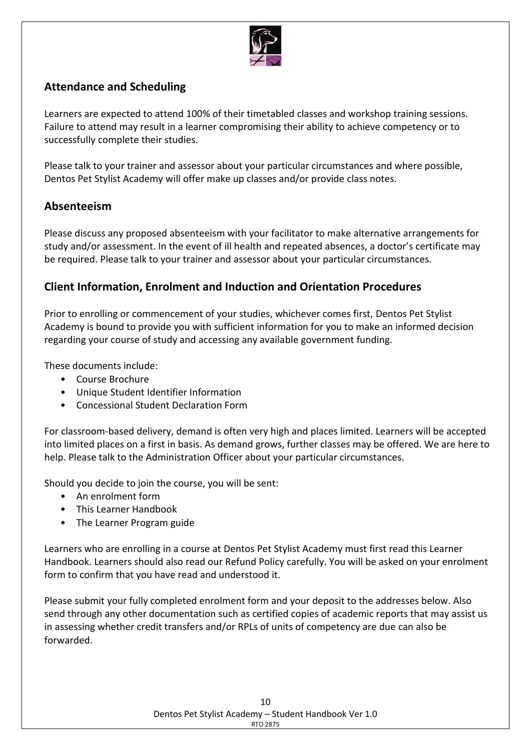## Attendance and Scheduling

Learners are expected to attend 100% of their timetabled classes and workshop training sessions. Failure to attend may result in a learner compromising their ability to achieve competency or to successfully complete their studies.

Please talk to your trainer and assessor about your particular circumstances and where possible, Dentos Pet Stylist Academy will offer make up classes and/or provide class notes.

## Absenteeism

Please discuss any proposed absenteeism with your facilitator to make alternative arrangements for study and/or assessment. In the event of ill health and repeated absences, a doctor's certificate may be required. Please talk to your trainer and assessor about your particular circumstances.

## Client Information, Enrolment and Induction and Orientation Procedures

Prior to enrolling or commencement of your studies, whichever comes first, Dentos Pet Stylist Academy is bound to provide you with sufficient information for you to make an informed decision regarding your course of study and accessing any available government funding.

These documents include:

- Course Brochure
- Unique Student Identifier Information
- Concessional Student Declaration Form

For classroom-based delivery, demand is often very high and places limited. Learners will be accepted into limited places on a first in basis. As demand grows, further classes may be offered. We are here to help. Please talk to the Administration Officer about your particular circumstances.

Should you decide to join the course, you will be sent:

- An enrolment form
- This Learner Handbook
- The Learner Program guide

Learners who are enrolling in a course at Dentos Pet Stylist Academy must first read this Learner Handbook. Learners should also read our Refund Policy carefully. You will be asked on your enrolment form to confirm that you have read and understood it.

Please submit your fully completed enrolment form and your deposit to the addresses below. Also send through any other documentation such as certified copies of academic reports that may assist us in assessing whether credit transfers and/or RPLs of units of competency are due can also be forwarded.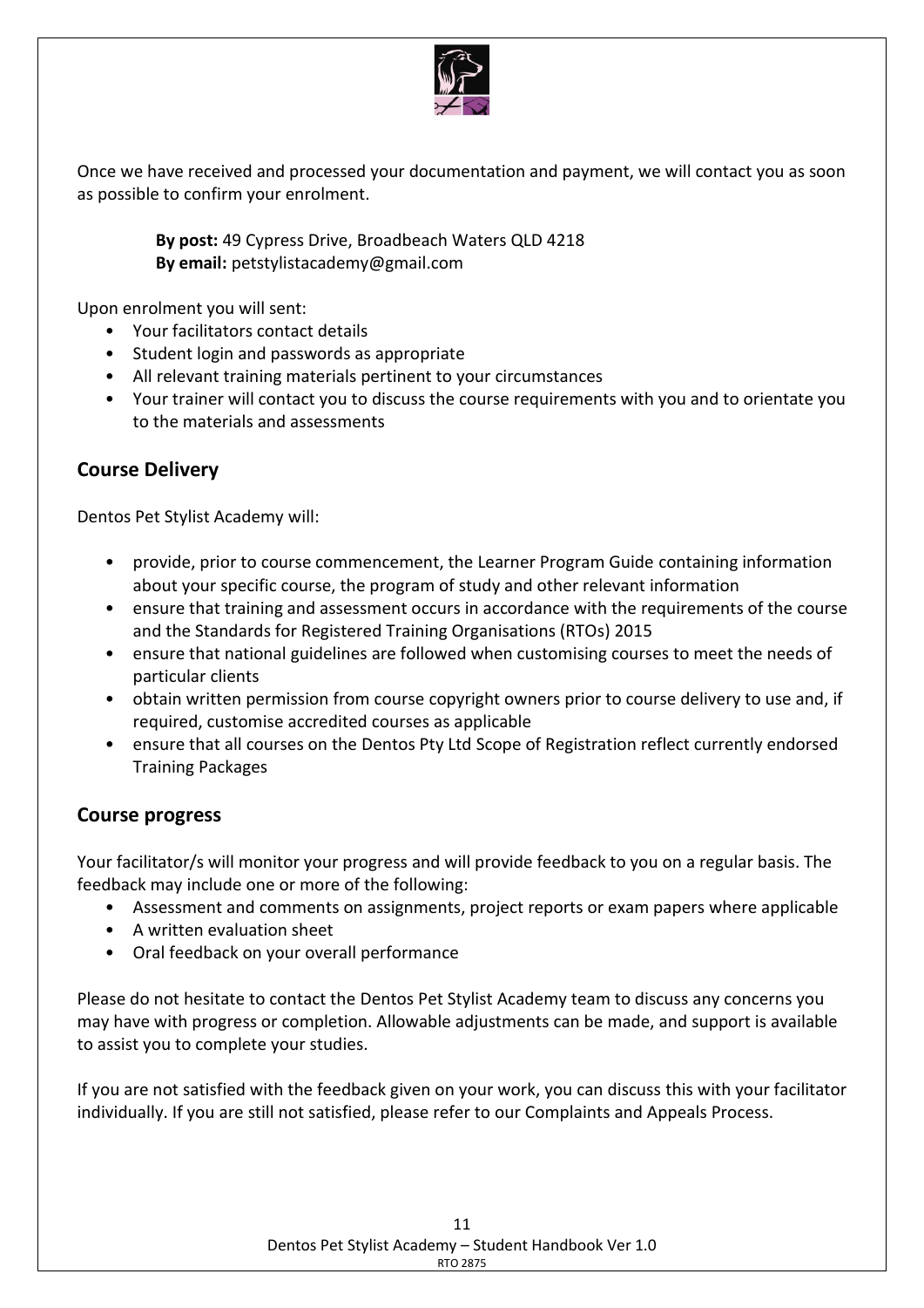Once we have received and processed your documentation and payment, we will contact you as soon as possible to confirm your enrolment.

> **By post:** 49 Cypress Drive, Broadbeach Waters QLD 4218
> **By email:** petstylistacademy@gmail.com

Upon enrolment you will sent:

- Your facilitators contact details
- Student login and passwords as appropriate
- All relevant training materials pertinent to your circumstances
- Your trainer will contact you to discuss the course requirements with you and to orientate you to the materials and assessments

## Course Delivery

Dentos Pet Stylist Academy will:

- provide, prior to course commencement, the Learner Program Guide containing information about your specific course, the program of study and other relevant information
- ensure that training and assessment occurs in accordance with the requirements of the course and the Standards for Registered Training Organisations (RTOs) 2015
- ensure that national guidelines are followed when customising courses to meet the needs of particular clients
- obtain written permission from course copyright owners prior to course delivery to use and, if required, customise accredited courses as applicable
- ensure that all courses on the Dentos Pty Ltd Scope of Registration reflect currently endorsed Training Packages

## Course progress

Your facilitator/s will monitor your progress and will provide feedback to you on a regular basis. The feedback may include one or more of the following:

- Assessment and comments on assignments, project reports or exam papers where applicable
- A written evaluation sheet
- Oral feedback on your overall performance

Please do not hesitate to contact the Dentos Pet Stylist Academy team to discuss any concerns you may have with progress or completion. Allowable adjustments can be made, and support is available to assist you to complete your studies.

If you are not satisfied with the feedback given on your work, you can discuss this with your facilitator individually. If you are still not satisfied, please refer to our Complaints and Appeals Process.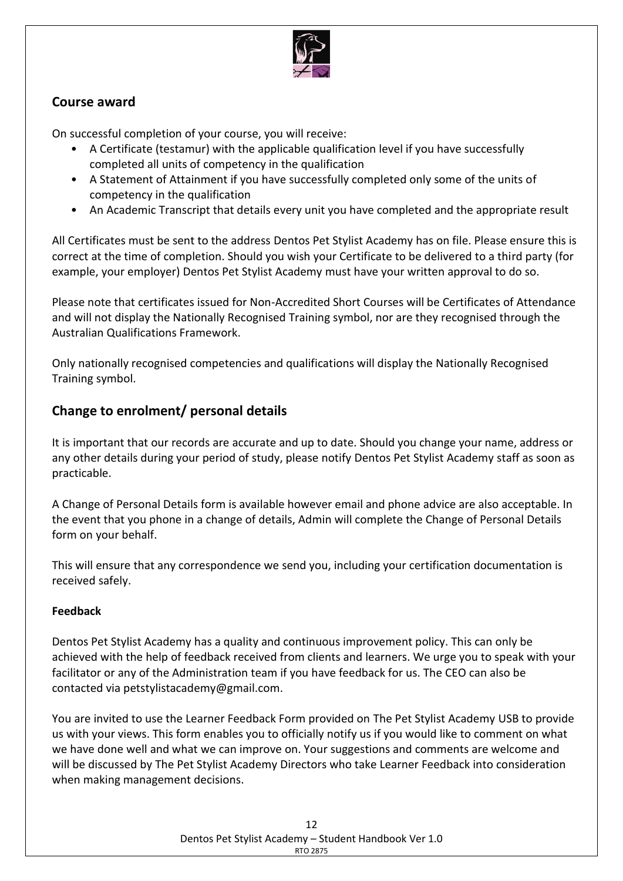## Course award

On successful completion of your course, you will receive:

- A Certificate (testamur) with the applicable qualification level if you have successfully completed all units of competency in the qualification
- A Statement of Attainment if you have successfully completed only some of the units of competency in the qualification
- An Academic Transcript that details every unit you have completed and the appropriate result

All Certificates must be sent to the address Dentos Pet Stylist Academy has on file. Please ensure this is correct at the time of completion. Should you wish your Certificate to be delivered to a third party (for example, your employer) Dentos Pet Stylist Academy must have your written approval to do so.

Please note that certificates issued for Non-Accredited Short Courses will be Certificates of Attendance and will not display the Nationally Recognised Training symbol, nor are they recognised through the Australian Qualifications Framework.

Only nationally recognised competencies and qualifications will display the Nationally Recognised Training symbol.

## Change to enrolment/ personal details

It is important that our records are accurate and up to date. Should you change your name, address or any other details during your period of study, please notify Dentos Pet Stylist Academy staff as soon as practicable.

A Change of Personal Details form is available however email and phone advice are also acceptable. In the event that you phone in a change of details, Admin will complete the Change of Personal Details form on your behalf.

This will ensure that any correspondence we send you, including your certification documentation is received safely.

**Feedback**

Dentos Pet Stylist Academy has a quality and continuous improvement policy. This can only be achieved with the help of feedback received from clients and learners. We urge you to speak with your facilitator or any of the Administration team if you have feedback for us. The CEO can also be contacted via petstylistacademy@gmail.com.

You are invited to use the Learner Feedback Form provided on The Pet Stylist Academy USB to provide us with your views. This form enables you to officially notify us if you would like to comment on what we have done well and what we can improve on. Your suggestions and comments are welcome and will be discussed by The Pet Stylist Academy Directors who take Learner Feedback into consideration when making management decisions.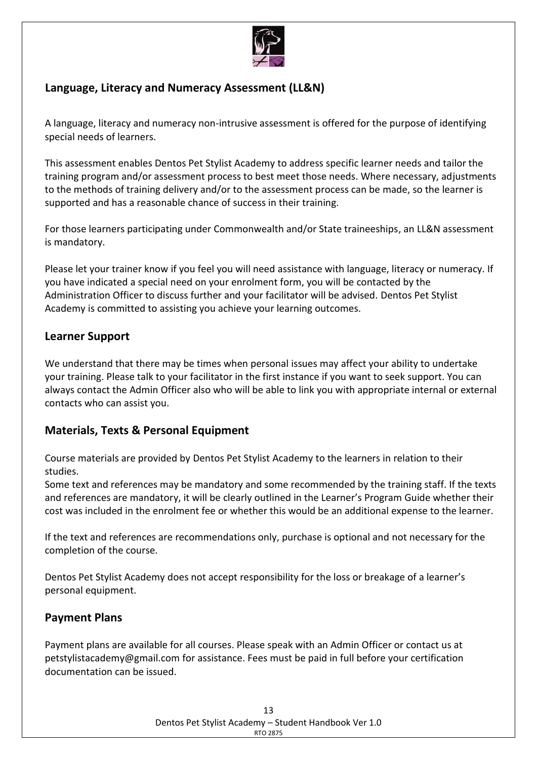## Language, Literacy and Numeracy Assessment (LL&N)

A language, literacy and numeracy non-intrusive assessment is offered for the purpose of identifying special needs of learners.

This assessment enables Dentos Pet Stylist Academy to address specific learner needs and tailor the training program and/or assessment process to best meet those needs. Where necessary, adjustments to the methods of training delivery and/or to the assessment process can be made, so the learner is supported and has a reasonable chance of success in their training.

For those learners participating under Commonwealth and/or State traineeships, an LL&N assessment is mandatory.

Please let your trainer know if you feel you will need assistance with language, literacy or numeracy. If you have indicated a special need on your enrolment form, you will be contacted by the Administration Officer to discuss further and your facilitator will be advised. Dentos Pet Stylist Academy is committed to assisting you achieve your learning outcomes.

## Learner Support

We understand that there may be times when personal issues may affect your ability to undertake your training. Please talk to your facilitator in the first instance if you want to seek support. You can always contact the Admin Officer also who will be able to link you with appropriate internal or external contacts who can assist you.

## Materials, Texts & Personal Equipment

Course materials are provided by Dentos Pet Stylist Academy to the learners in relation to their studies.
Some text and references may be mandatory and some recommended by the training staff. If the texts and references are mandatory, it will be clearly outlined in the Learner's Program Guide whether their cost was included in the enrolment fee or whether this would be an additional expense to the learner.

If the text and references are recommendations only, purchase is optional and not necessary for the completion of the course.

Dentos Pet Stylist Academy does not accept responsibility for the loss or breakage of a learner's personal equipment.

## Payment Plans

Payment plans are available for all courses. Please speak with an Admin Officer or contact us at petstylistacademy@gmail.com for assistance. Fees must be paid in full before your certification documentation can be issued.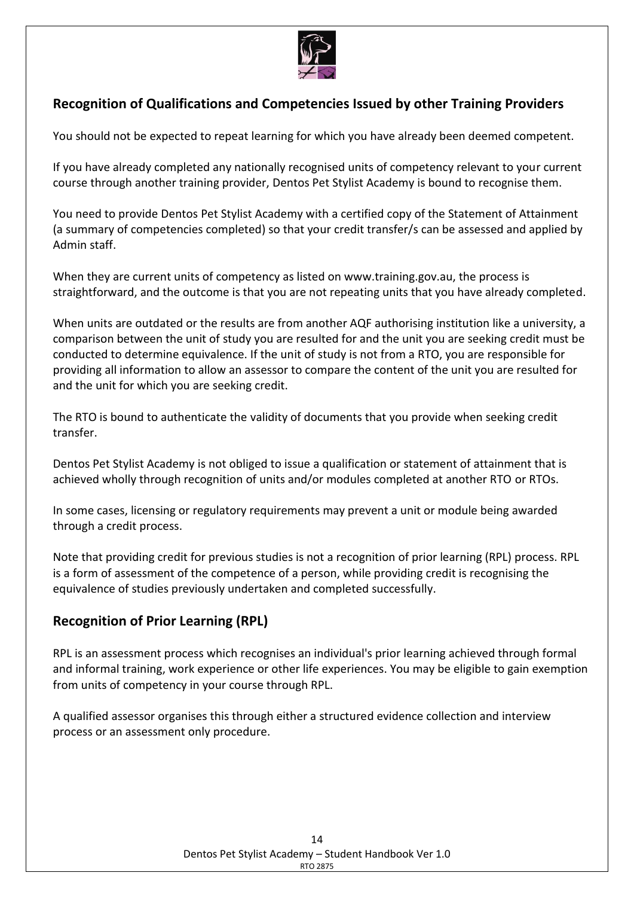## Recognition of Qualifications and Competencies Issued by other Training Providers

You should not be expected to repeat learning for which you have already been deemed competent.

If you have already completed any nationally recognised units of competency relevant to your current course through another training provider, Dentos Pet Stylist Academy is bound to recognise them.

You need to provide Dentos Pet Stylist Academy with a certified copy of the Statement of Attainment (a summary of competencies completed) so that your credit transfer/s can be assessed and applied by Admin staff.

When they are current units of competency as listed on www.training.gov.au, the process is straightforward, and the outcome is that you are not repeating units that you have already completed.

When units are outdated or the results are from another AQF authorising institution like a university, a comparison between the unit of study you are resulted for and the unit you are seeking credit must be conducted to determine equivalence. If the unit of study is not from a RTO, you are responsible for providing all information to allow an assessor to compare the content of the unit you are resulted for and the unit for which you are seeking credit.

The RTO is bound to authenticate the validity of documents that you provide when seeking credit transfer.

Dentos Pet Stylist Academy is not obliged to issue a qualification or statement of attainment that is achieved wholly through recognition of units and/or modules completed at another RTO or RTOs.

In some cases, licensing or regulatory requirements may prevent a unit or module being awarded through a credit process.

Note that providing credit for previous studies is not a recognition of prior learning (RPL) process. RPL is a form of assessment of the competence of a person, while providing credit is recognising the equivalence of studies previously undertaken and completed successfully.

## Recognition of Prior Learning (RPL)

RPL is an assessment process which recognises an individual's prior learning achieved through formal and informal training, work experience or other life experiences. You may be eligible to gain exemption from units of competency in your course through RPL.

A qualified assessor organises this through either a structured evidence collection and interview process or an assessment only procedure.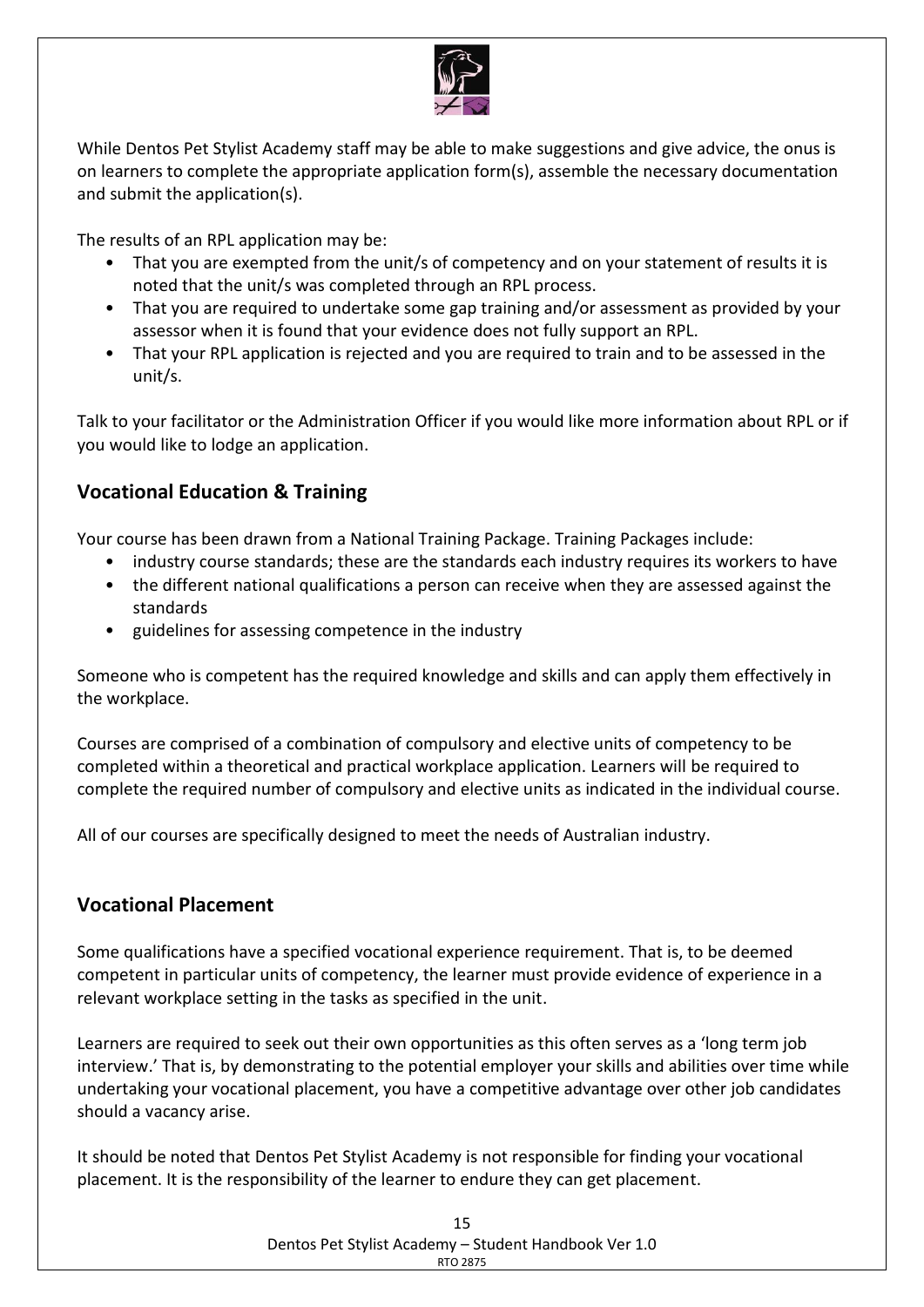While Dentos Pet Stylist Academy staff may be able to make suggestions and give advice, the onus is on learners to complete the appropriate application form(s), assemble the necessary documentation and submit the application(s).

The results of an RPL application may be:

- That you are exempted from the unit/s of competency and on your statement of results it is noted that the unit/s was completed through an RPL process.
- That you are required to undertake some gap training and/or assessment as provided by your assessor when it is found that your evidence does not fully support an RPL.
- That your RPL application is rejected and you are required to train and to be assessed in the unit/s.

Talk to your facilitator or the Administration Officer if you would like more information about RPL or if you would like to lodge an application.

## Vocational Education & Training

Your course has been drawn from a National Training Package. Training Packages include:

- industry course standards; these are the standards each industry requires its workers to have
- the different national qualifications a person can receive when they are assessed against the standards
- guidelines for assessing competence in the industry

Someone who is competent has the required knowledge and skills and can apply them effectively in the workplace.

Courses are comprised of a combination of compulsory and elective units of competency to be completed within a theoretical and practical workplace application. Learners will be required to complete the required number of compulsory and elective units as indicated in the individual course.

All of our courses are specifically designed to meet the needs of Australian industry.

## Vocational Placement

Some qualifications have a specified vocational experience requirement. That is, to be deemed competent in particular units of competency, the learner must provide evidence of experience in a relevant workplace setting in the tasks as specified in the unit.

Learners are required to seek out their own opportunities as this often serves as a 'long term job interview.' That is, by demonstrating to the potential employer your skills and abilities over time while undertaking your vocational placement, you have a competitive advantage over other job candidates should a vacancy arise.

It should be noted that Dentos Pet Stylist Academy is not responsible for finding your vocational placement. It is the responsibility of the learner to endure they can get placement.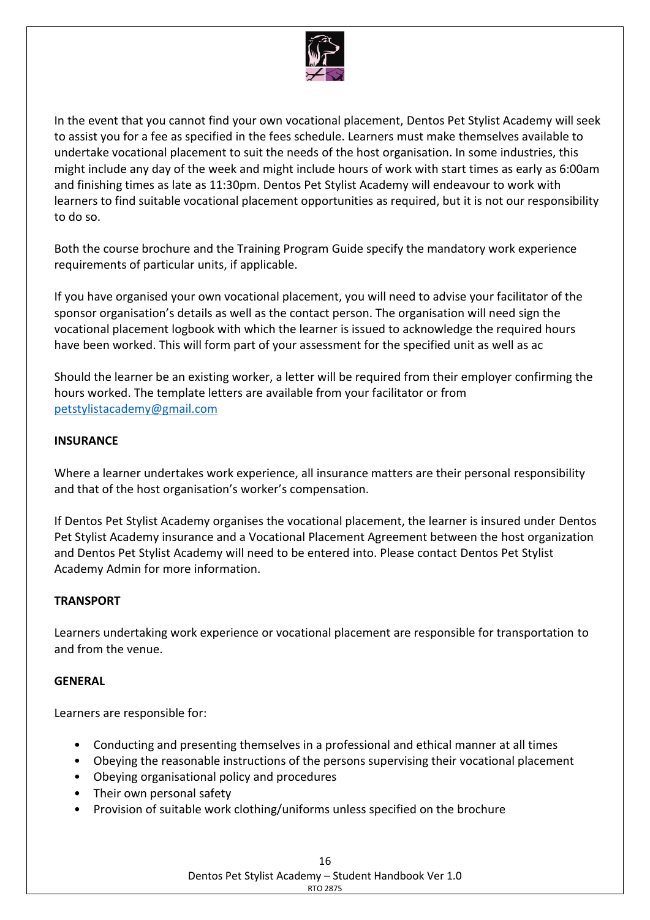In the event that you cannot find your own vocational placement, Dentos Pet Stylist Academy will seek to assist you for a fee as specified in the fees schedule. Learners must make themselves available to undertake vocational placement to suit the needs of the host organisation. In some industries, this might include any day of the week and might include hours of work with start times as early as 6:00am and finishing times as late as 11:30pm. Dentos Pet Stylist Academy will endeavour to work with learners to find suitable vocational placement opportunities as required, but it is not our responsibility to do so.

Both the course brochure and the Training Program Guide specify the mandatory work experience requirements of particular units, if applicable.

If you have organised your own vocational placement, you will need to advise your facilitator of the sponsor organisation's details as well as the contact person. The organisation will need sign the vocational placement logbook with which the learner is issued to acknowledge the required hours have been worked. This will form part of your assessment for the specified unit as well as ac

Should the learner be an existing worker, a letter will be required from their employer confirming the hours worked. The template letters are available from your facilitator or from petstylistacademy@gmail.com

**INSURANCE**

Where a learner undertakes work experience, all insurance matters are their personal responsibility and that of the host organisation's worker's compensation.

If Dentos Pet Stylist Academy organises the vocational placement, the learner is insured under Dentos Pet Stylist Academy insurance and a Vocational Placement Agreement between the host organization and Dentos Pet Stylist Academy will need to be entered into. Please contact Dentos Pet Stylist Academy Admin for more information.

**TRANSPORT**

Learners undertaking work experience or vocational placement are responsible for transportation to and from the venue.

**GENERAL**

Learners are responsible for:

- Conducting and presenting themselves in a professional and ethical manner at all times
- Obeying the reasonable instructions of the persons supervising their vocational placement
- Obeying organisational policy and procedures
- Their own personal safety
- Provision of suitable work clothing/uniforms unless specified on the brochure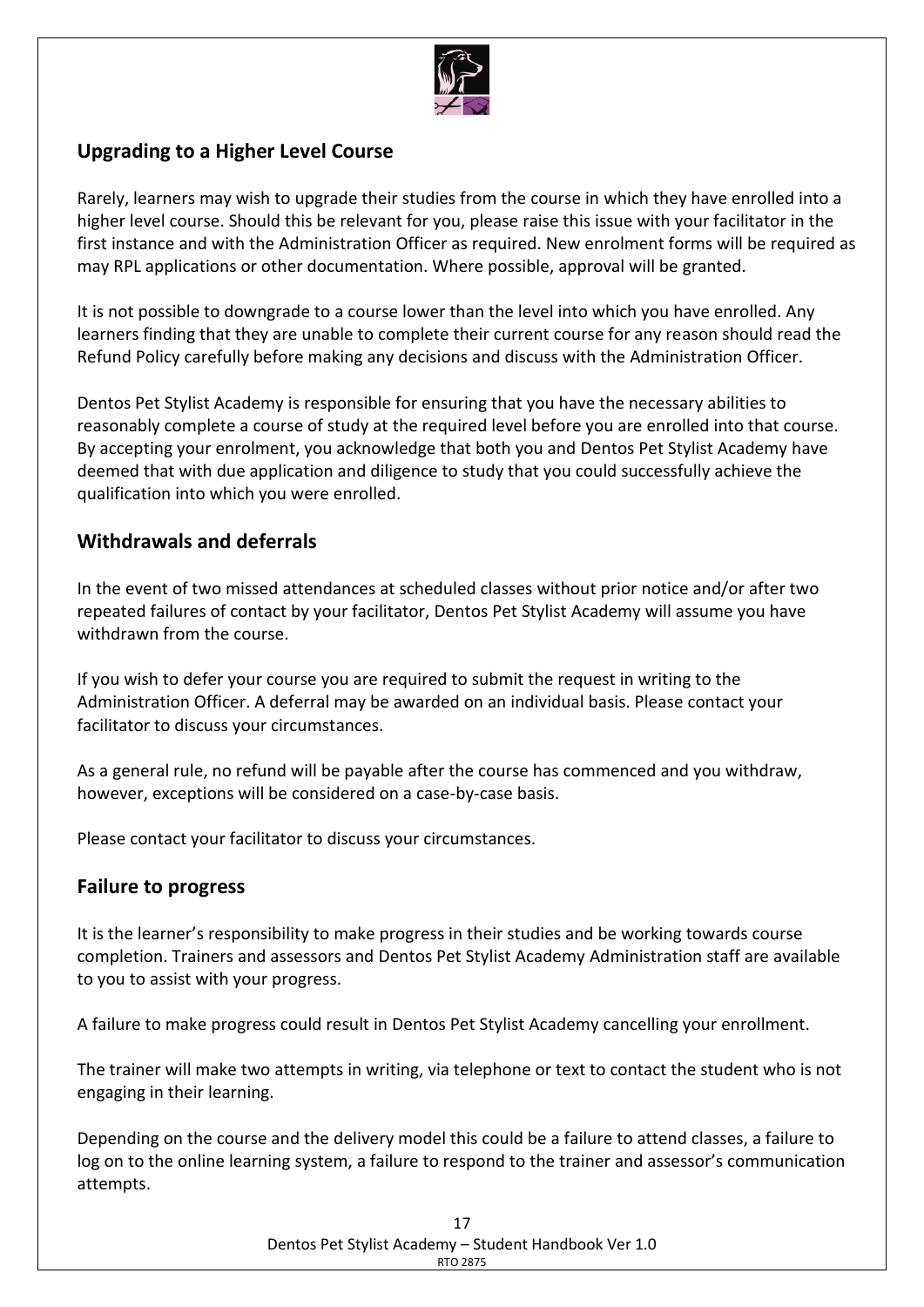## Upgrading to a Higher Level Course

Rarely, learners may wish to upgrade their studies from the course in which they have enrolled into a higher level course. Should this be relevant for you, please raise this issue with your facilitator in the first instance and with the Administration Officer as required. New enrolment forms will be required as may RPL applications or other documentation. Where possible, approval will be granted.

It is not possible to downgrade to a course lower than the level into which you have enrolled. Any learners finding that they are unable to complete their current course for any reason should read the Refund Policy carefully before making any decisions and discuss with the Administration Officer.

Dentos Pet Stylist Academy is responsible for ensuring that you have the necessary abilities to reasonably complete a course of study at the required level before you are enrolled into that course. By accepting your enrolment, you acknowledge that both you and Dentos Pet Stylist Academy have deemed that with due application and diligence to study that you could successfully achieve the qualification into which you were enrolled.

## Withdrawals and deferrals

In the event of two missed attendances at scheduled classes without prior notice and/or after two repeated failures of contact by your facilitator, Dentos Pet Stylist Academy will assume you have withdrawn from the course.

If you wish to defer your course you are required to submit the request in writing to the Administration Officer. A deferral may be awarded on an individual basis. Please contact your facilitator to discuss your circumstances.

As a general rule, no refund will be payable after the course has commenced and you withdraw, however, exceptions will be considered on a case-by-case basis.

Please contact your facilitator to discuss your circumstances.

## Failure to progress

It is the learner's responsibility to make progress in their studies and be working towards course completion. Trainers and assessors and Dentos Pet Stylist Academy Administration staff are available to you to assist with your progress.

A failure to make progress could result in Dentos Pet Stylist Academy cancelling your enrollment.

The trainer will make two attempts in writing, via telephone or text to contact the student who is not engaging in their learning.

Depending on the course and the delivery model this could be a failure to attend classes, a failure to log on to the online learning system, a failure to respond to the trainer and assessor's communication attempts.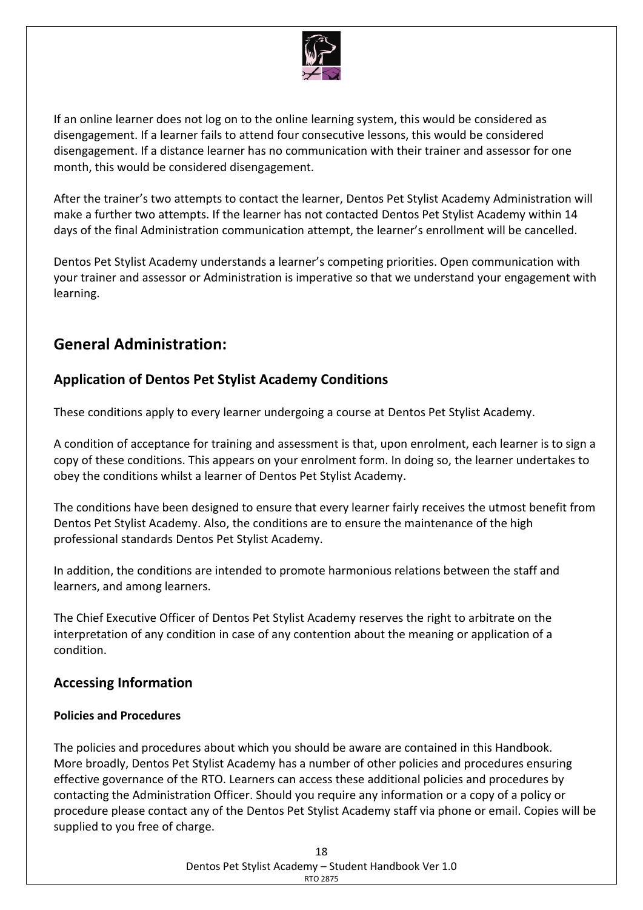If an online learner does not log on to the online learning system, this would be considered as disengagement. If a learner fails to attend four consecutive lessons, this would be considered disengagement. If a distance learner has no communication with their trainer and assessor for one month, this would be considered disengagement.

After the trainer's two attempts to contact the learner, Dentos Pet Stylist Academy Administration will make a further two attempts. If the learner has not contacted Dentos Pet Stylist Academy within 14 days of the final Administration communication attempt, the learner's enrollment will be cancelled.

Dentos Pet Stylist Academy understands a learner's competing priorities. Open communication with your trainer and assessor or Administration is imperative so that we understand your engagement with learning.

# General Administration:

## Application of Dentos Pet Stylist Academy Conditions

These conditions apply to every learner undergoing a course at Dentos Pet Stylist Academy.

A condition of acceptance for training and assessment is that, upon enrolment, each learner is to sign a copy of these conditions. This appears on your enrolment form. In doing so, the learner undertakes to obey the conditions whilst a learner of Dentos Pet Stylist Academy.

The conditions have been designed to ensure that every learner fairly receives the utmost benefit from Dentos Pet Stylist Academy. Also, the conditions are to ensure the maintenance of the high professional standards Dentos Pet Stylist Academy.

In addition, the conditions are intended to promote harmonious relations between the staff and learners, and among learners.

The Chief Executive Officer of Dentos Pet Stylist Academy reserves the right to arbitrate on the interpretation of any condition in case of any contention about the meaning or application of a condition.

## Accessing Information

### Policies and Procedures

The policies and procedures about which you should be aware are contained in this Handbook. More broadly, Dentos Pet Stylist Academy has a number of other policies and procedures ensuring effective governance of the RTO. Learners can access these additional policies and procedures by contacting the Administration Officer. Should you require any information or a copy of a policy or procedure please contact any of the Dentos Pet Stylist Academy staff via phone or email. Copies will be supplied to you free of charge.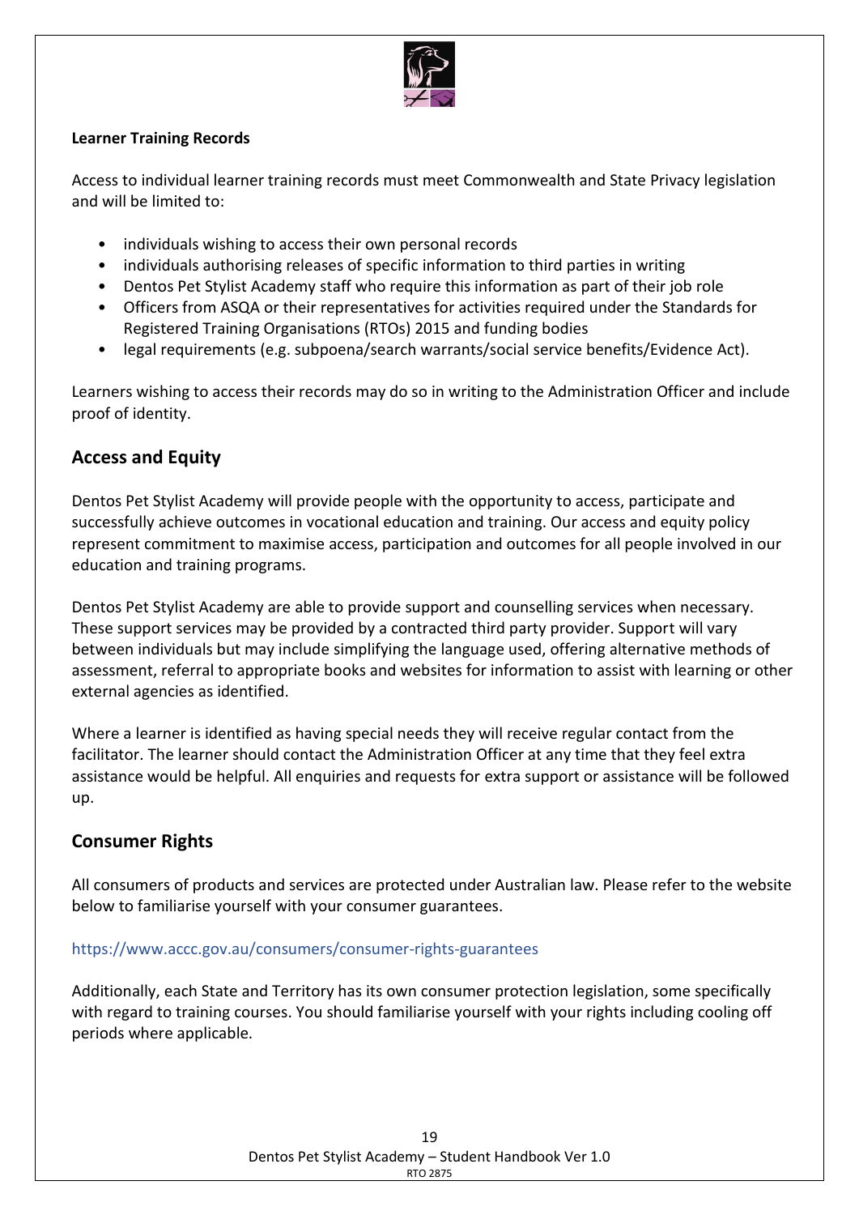**Learner Training Records**

Access to individual learner training records must meet Commonwealth and State Privacy legislation and will be limited to:

- individuals wishing to access their own personal records
- individuals authorising releases of specific information to third parties in writing
- Dentos Pet Stylist Academy staff who require this information as part of their job role
- Officers from ASQA or their representatives for activities required under the Standards for Registered Training Organisations (RTOs) 2015 and funding bodies
- legal requirements (e.g. subpoena/search warrants/social service benefits/Evidence Act).

Learners wishing to access their records may do so in writing to the Administration Officer and include proof of identity.

## Access and Equity

Dentos Pet Stylist Academy will provide people with the opportunity to access, participate and successfully achieve outcomes in vocational education and training. Our access and equity policy represent commitment to maximise access, participation and outcomes for all people involved in our education and training programs.

Dentos Pet Stylist Academy are able to provide support and counselling services when necessary. These support services may be provided by a contracted third party provider. Support will vary between individuals but may include simplifying the language used, offering alternative methods of assessment, referral to appropriate books and websites for information to assist with learning or other external agencies as identified.

Where a learner is identified as having special needs they will receive regular contact from the facilitator. The learner should contact the Administration Officer at any time that they feel extra assistance would be helpful. All enquiries and requests for extra support or assistance will be followed up.

## Consumer Rights

All consumers of products and services are protected under Australian law. Please refer to the website below to familiarise yourself with your consumer guarantees.

https://www.accc.gov.au/consumers/consumer-rights-guarantees

Additionally, each State and Territory has its own consumer protection legislation, some specifically with regard to training courses. You should familiarise yourself with your rights including cooling off periods where applicable.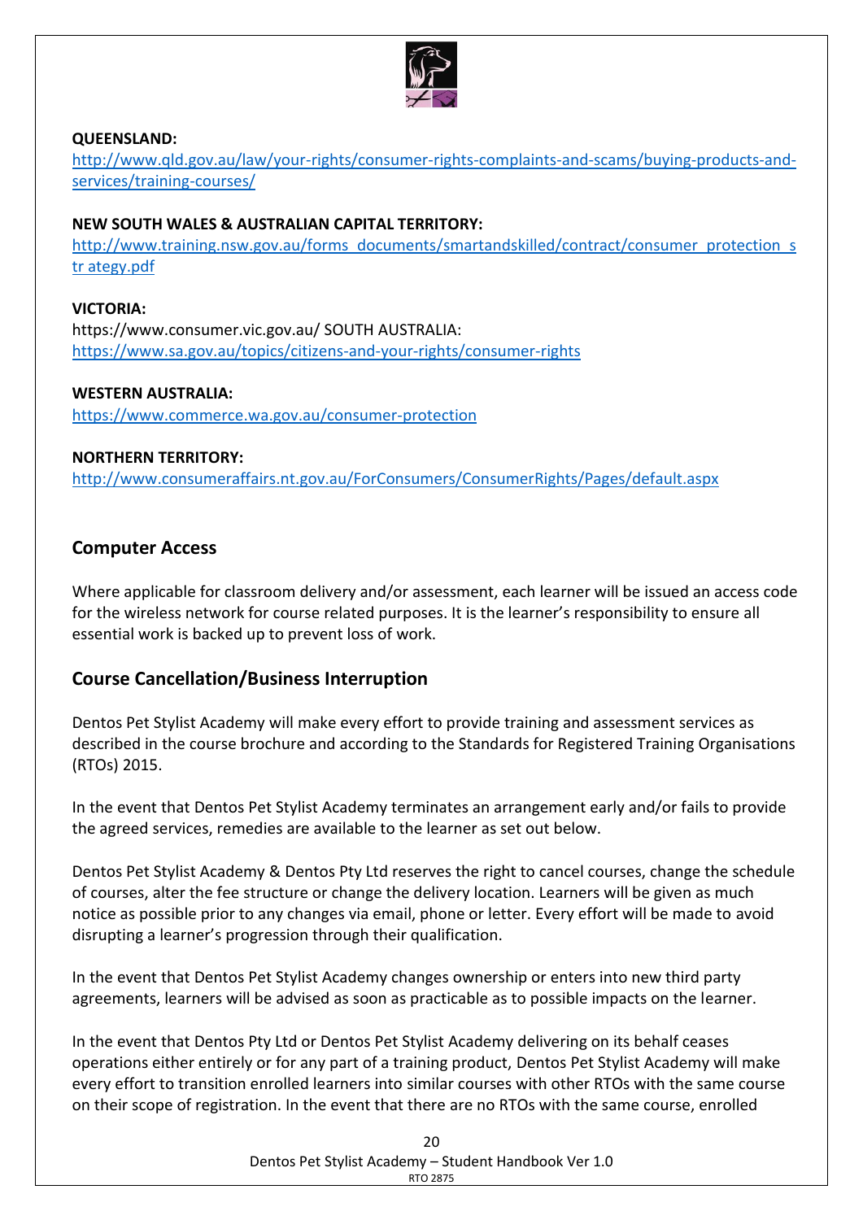**QUEENSLAND:**
http://www.qld.gov.au/law/your-rights/consumer-rights-complaints-and-scams/buying-products-and-services/training-courses/

**NEW SOUTH WALES & AUSTRALIAN CAPITAL TERRITORY:**
http://www.training.nsw.gov.au/forms_documents/smartandskilled/contract/consumer_protection_s tr ategy.pdf

**VICTORIA:**
https://www.consumer.vic.gov.au/ SOUTH AUSTRALIA:
https://www.sa.gov.au/topics/citizens-and-your-rights/consumer-rights

**WESTERN AUSTRALIA:**
https://www.commerce.wa.gov.au/consumer-protection

**NORTHERN TERRITORY:**
http://www.consumeraffairs.nt.gov.au/ForConsumers/ConsumerRights/Pages/default.aspx

## Computer Access

Where applicable for classroom delivery and/or assessment, each learner will be issued an access code for the wireless network for course related purposes. It is the learner's responsibility to ensure all essential work is backed up to prevent loss of work.

## Course Cancellation/Business Interruption

Dentos Pet Stylist Academy will make every effort to provide training and assessment services as described in the course brochure and according to the Standards for Registered Training Organisations (RTOs) 2015.

In the event that Dentos Pet Stylist Academy terminates an arrangement early and/or fails to provide the agreed services, remedies are available to the learner as set out below.

Dentos Pet Stylist Academy & Dentos Pty Ltd reserves the right to cancel courses, change the schedule of courses, alter the fee structure or change the delivery location. Learners will be given as much notice as possible prior to any changes via email, phone or letter. Every effort will be made to avoid disrupting a learner's progression through their qualification.

In the event that Dentos Pet Stylist Academy changes ownership or enters into new third party agreements, learners will be advised as soon as practicable as to possible impacts on the learner.

In the event that Dentos Pty Ltd or Dentos Pet Stylist Academy delivering on its behalf ceases operations either entirely or for any part of a training product, Dentos Pet Stylist Academy will make every effort to transition enrolled learners into similar courses with other RTOs with the same course on their scope of registration. In the event that there are no RTOs with the same course, enrolled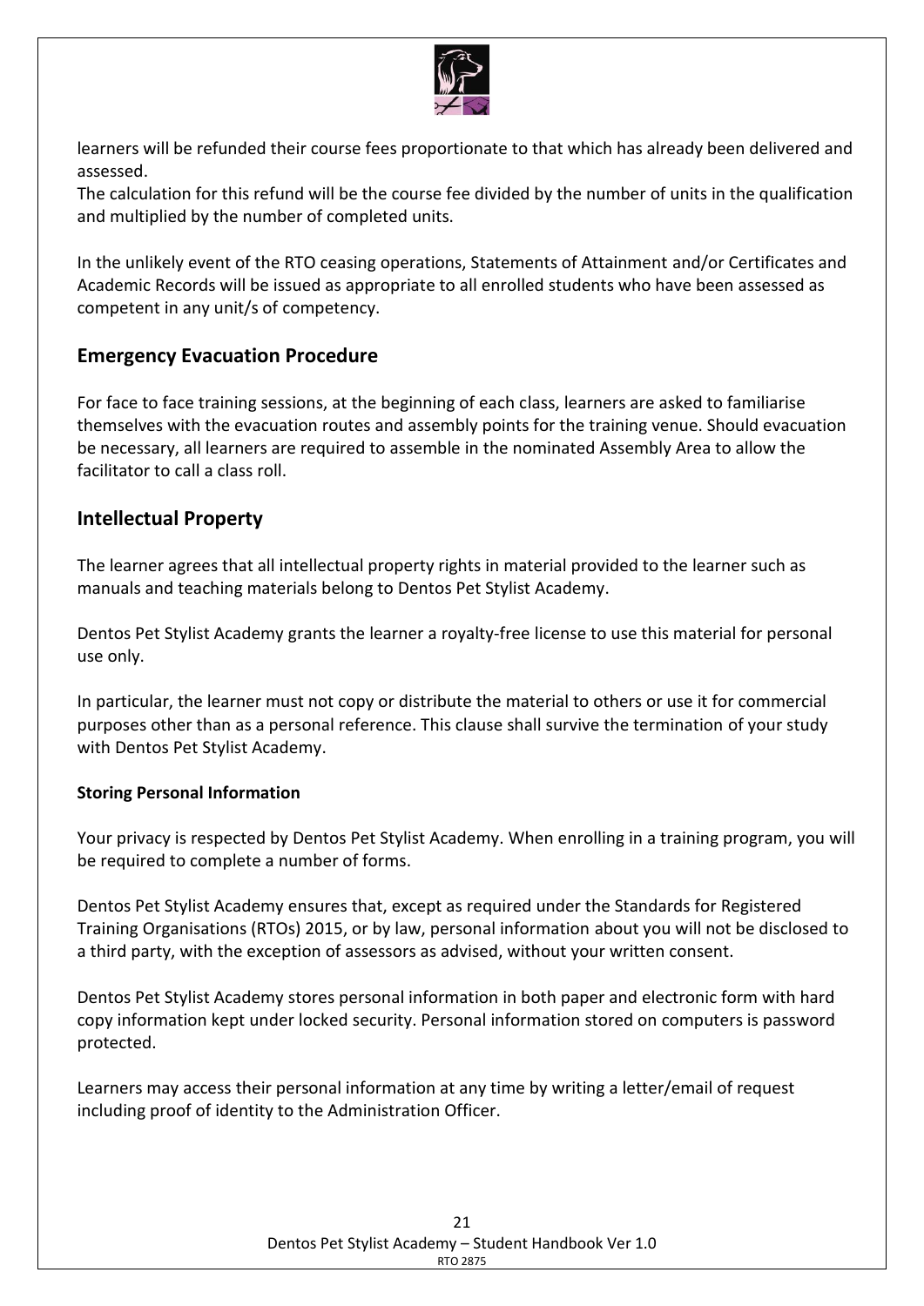learners will be refunded their course fees proportionate to that which has already been delivered and assessed.

The calculation for this refund will be the course fee divided by the number of units in the qualification and multiplied by the number of completed units.

In the unlikely event of the RTO ceasing operations, Statements of Attainment and/or Certificates and Academic Records will be issued as appropriate to all enrolled students who have been assessed as competent in any unit/s of competency.

## Emergency Evacuation Procedure

For face to face training sessions, at the beginning of each class, learners are asked to familiarise themselves with the evacuation routes and assembly points for the training venue. Should evacuation be necessary, all learners are required to assemble in the nominated Assembly Area to allow the facilitator to call a class roll.

## Intellectual Property

The learner agrees that all intellectual property rights in material provided to the learner such as manuals and teaching materials belong to Dentos Pet Stylist Academy.

Dentos Pet Stylist Academy grants the learner a royalty-free license to use this material for personal use only.

In particular, the learner must not copy or distribute the material to others or use it for commercial purposes other than as a personal reference. This clause shall survive the termination of your study with Dentos Pet Stylist Academy.

**Storing Personal Information**

Your privacy is respected by Dentos Pet Stylist Academy. When enrolling in a training program, you will be required to complete a number of forms.

Dentos Pet Stylist Academy ensures that, except as required under the Standards for Registered Training Organisations (RTOs) 2015, or by law, personal information about you will not be disclosed to a third party, with the exception of assessors as advised, without your written consent.

Dentos Pet Stylist Academy stores personal information in both paper and electronic form with hard copy information kept under locked security. Personal information stored on computers is password protected.

Learners may access their personal information at any time by writing a letter/email of request including proof of identity to the Administration Officer.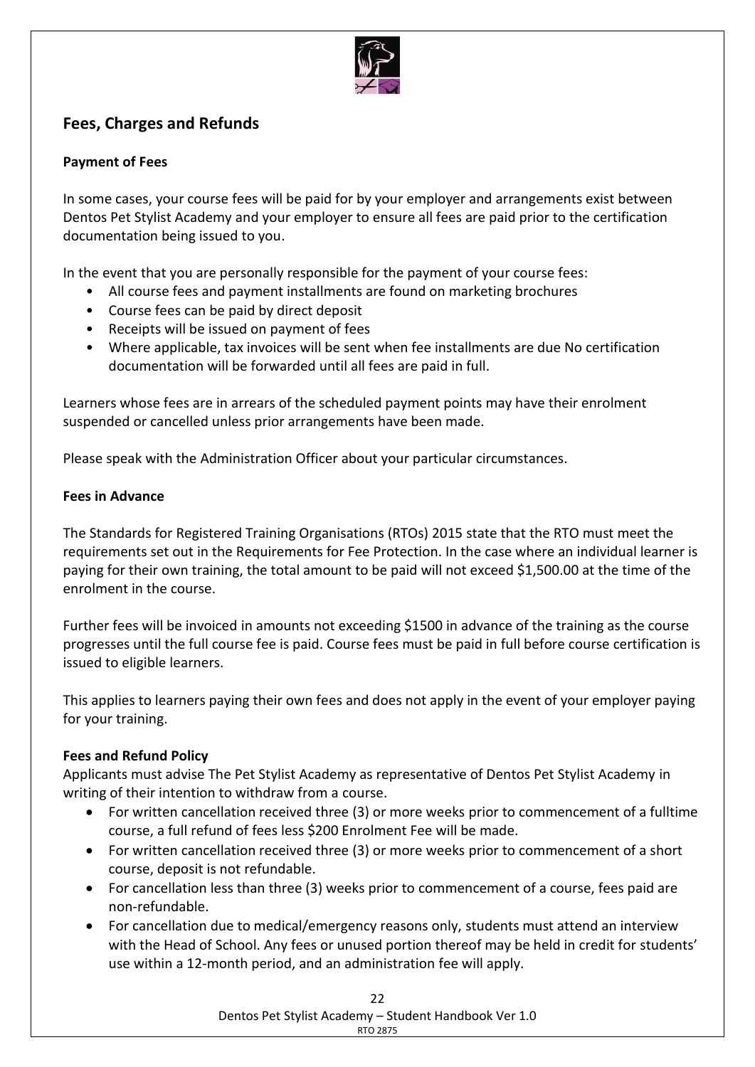## Fees, Charges and Refunds

### Payment of Fees

In some cases, your course fees will be paid for by your employer and arrangements exist between Dentos Pet Stylist Academy and your employer to ensure all fees are paid prior to the certification documentation being issued to you.

In the event that you are personally responsible for the payment of your course fees:

- All course fees and payment installments are found on marketing brochures
- Course fees can be paid by direct deposit
- Receipts will be issued on payment of fees
- Where applicable, tax invoices will be sent when fee installments are due No certification documentation will be forwarded until all fees are paid in full.

Learners whose fees are in arrears of the scheduled payment points may have their enrolment suspended or cancelled unless prior arrangements have been made.

Please speak with the Administration Officer about your particular circumstances.

### Fees in Advance

The Standards for Registered Training Organisations (RTOs) 2015 state that the RTO must meet the requirements set out in the Requirements for Fee Protection. In the case where an individual learner is paying for their own training, the total amount to be paid will not exceed $1,500.00 at the time of the enrolment in the course.

Further fees will be invoiced in amounts not exceeding $1500 in advance of the training as the course progresses until the full course fee is paid. Course fees must be paid in full before course certification is issued to eligible learners.

This applies to learners paying their own fees and does not apply in the event of your employer paying for your training.

### Fees and Refund Policy

Applicants must advise The Pet Stylist Academy as representative of Dentos Pet Stylist Academy in writing of their intention to withdraw from a course.

- For written cancellation received three (3) or more weeks prior to commencement of a fulltime course, a full refund of fees less $200 Enrolment Fee will be made.
- For written cancellation received three (3) or more weeks prior to commencement of a short course, deposit is not refundable.
- For cancellation less than three (3) weeks prior to commencement of a course, fees paid are non-refundable.
- For cancellation due to medical/emergency reasons only, students must attend an interview with the Head of School. Any fees or unused portion thereof may be held in credit for students' use within a 12-month period, and an administration fee will apply.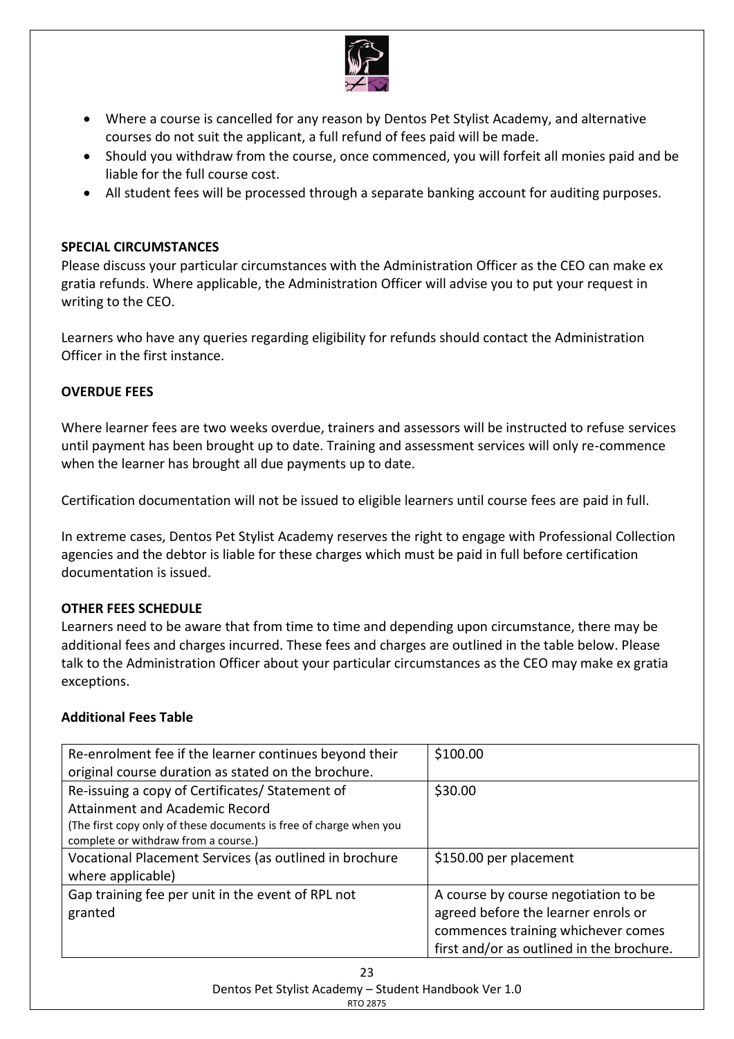- Where a course is cancelled for any reason by Dentos Pet Stylist Academy, and alternative courses do not suit the applicant, a full refund of fees paid will be made.
- Should you withdraw from the course, once commenced, you will forfeit all monies paid and be liable for the full course cost.
- All student fees will be processed through a separate banking account for auditing purposes.

**SPECIAL CIRCUMSTANCES**

Please discuss your particular circumstances with the Administration Officer as the CEO can make ex gratia refunds. Where applicable, the Administration Officer will advise you to put your request in writing to the CEO.

Learners who have any queries regarding eligibility for refunds should contact the Administration Officer in the first instance.

**OVERDUE FEES**

Where learner fees are two weeks overdue, trainers and assessors will be instructed to refuse services until payment has been brought up to date. Training and assessment services will only re-commence when the learner has brought all due payments up to date.

Certification documentation will not be issued to eligible learners until course fees are paid in full.

In extreme cases, Dentos Pet Stylist Academy reserves the right to engage with Professional Collection agencies and the debtor is liable for these charges which must be paid in full before certification documentation is issued.

**OTHER FEES SCHEDULE**

Learners need to be aware that from time to time and depending upon circumstance, there may be additional fees and charges incurred. These fees and charges are outlined in the table below. Please talk to the Administration Officer about your particular circumstances as the CEO may make ex gratia exceptions.

**Additional Fees Table**

| | |
|---|---|
| Re-enrolment fee if the learner continues beyond their original course duration as stated on the brochure. | $100.00 |
| Re-issuing a copy of Certificates/ Statement of Attainment and Academic Record (The first copy only of these documents is free of charge when you complete or withdraw from a course.) | $30.00 |
| Vocational Placement Services (as outlined in brochure where applicable) | $150.00 per placement |
| Gap training fee per unit in the event of RPL not granted | A course by course negotiation to be agreed before the learner enrols or commences training whichever comes first and/or as outlined in the brochure. |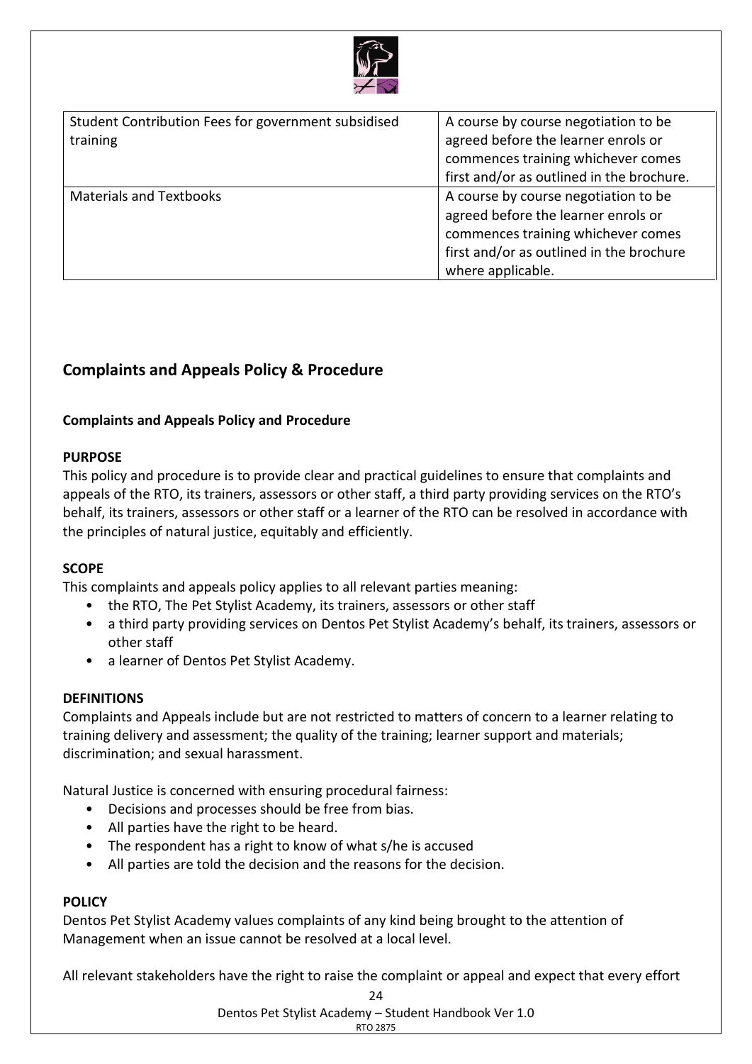| Student Contribution Fees for government subsidised training | A course by course negotiation to be agreed before the learner enrols or commences training whichever comes first and/or as outlined in the brochure. |
| --- | --- |
| Materials and Textbooks | A course by course negotiation to be agreed before the learner enrols or commences training whichever comes first and/or as outlined in the brochure where applicable. |

## Complaints and Appeals Policy & Procedure

**Complaints and Appeals Policy and Procedure**

**PURPOSE**

This policy and procedure is to provide clear and practical guidelines to ensure that complaints and appeals of the RTO, its trainers, assessors or other staff, a third party providing services on the RTO's behalf, its trainers, assessors or other staff or a learner of the RTO can be resolved in accordance with the principles of natural justice, equitably and efficiently.

**SCOPE**

This complaints and appeals policy applies to all relevant parties meaning:

- the RTO, The Pet Stylist Academy, its trainers, assessors or other staff
- a third party providing services on Dentos Pet Stylist Academy's behalf, its trainers, assessors or other staff
- a learner of Dentos Pet Stylist Academy.

**DEFINITIONS**

Complaints and Appeals include but are not restricted to matters of concern to a learner relating to training delivery and assessment; the quality of the training; learner support and materials; discrimination; and sexual harassment.

Natural Justice is concerned with ensuring procedural fairness:

- Decisions and processes should be free from bias.
- All parties have the right to be heard.
- The respondent has a right to know of what s/he is accused
- All parties are told the decision and the reasons for the decision.

**POLICY**

Dentos Pet Stylist Academy values complaints of any kind being brought to the attention of Management when an issue cannot be resolved at a local level.

All relevant stakeholders have the right to raise the complaint or appeal and expect that every effort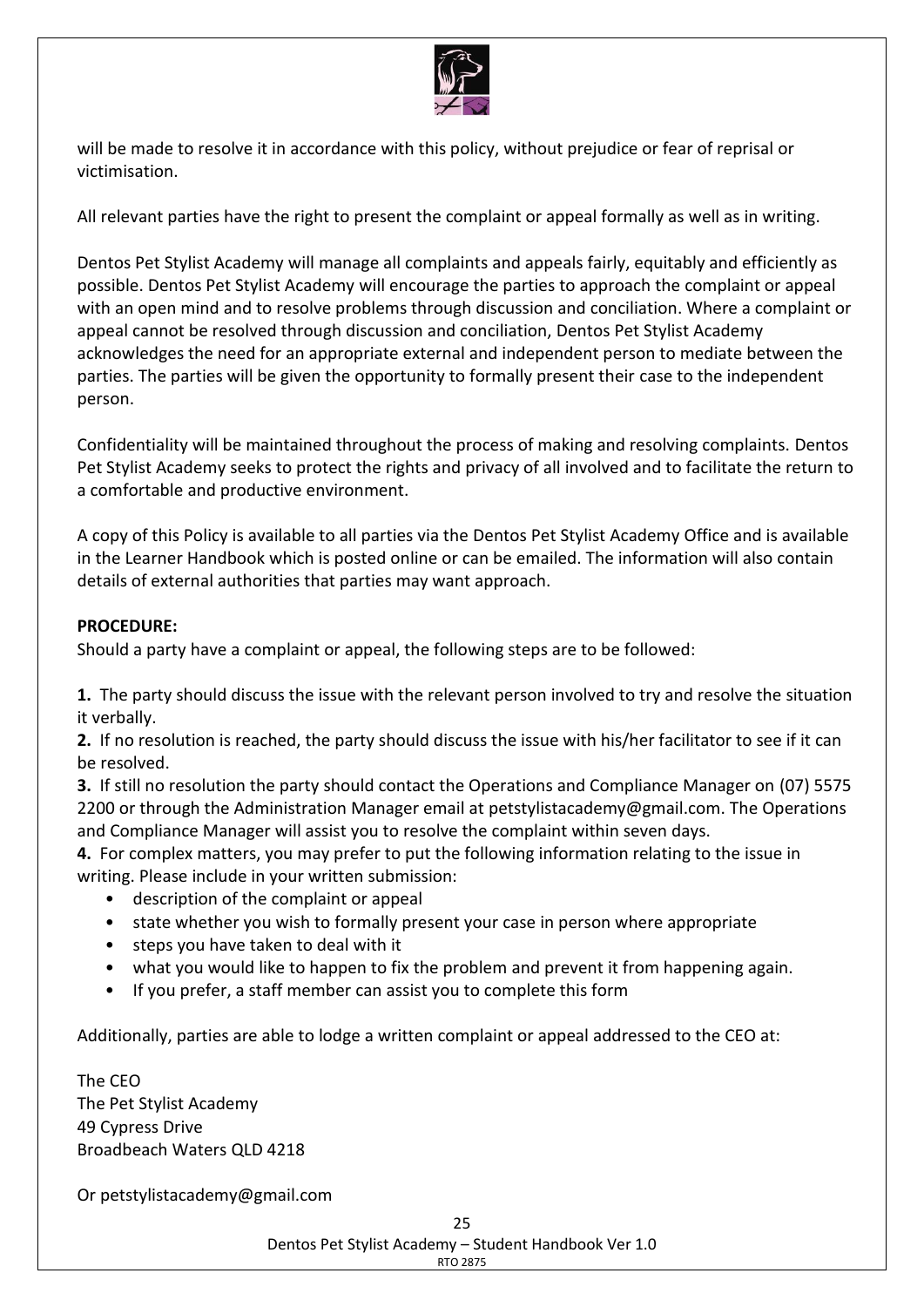will be made to resolve it in accordance with this policy, without prejudice or fear of reprisal or victimisation.

All relevant parties have the right to present the complaint or appeal formally as well as in writing.

Dentos Pet Stylist Academy will manage all complaints and appeals fairly, equitably and efficiently as possible. Dentos Pet Stylist Academy will encourage the parties to approach the complaint or appeal with an open mind and to resolve problems through discussion and conciliation. Where a complaint or appeal cannot be resolved through discussion and conciliation, Dentos Pet Stylist Academy acknowledges the need for an appropriate external and independent person to mediate between the parties. The parties will be given the opportunity to formally present their case to the independent person.

Confidentiality will be maintained throughout the process of making and resolving complaints. Dentos Pet Stylist Academy seeks to protect the rights and privacy of all involved and to facilitate the return to a comfortable and productive environment.

A copy of this Policy is available to all parties via the Dentos Pet Stylist Academy Office and is available in the Learner Handbook which is posted online or can be emailed. The information will also contain details of external authorities that parties may want approach.

**PROCEDURE:**

Should a party have a complaint or appeal, the following steps are to be followed:

**1.** The party should discuss the issue with the relevant person involved to try and resolve the situation it verbally.

**2.** If no resolution is reached, the party should discuss the issue with his/her facilitator to see if it can be resolved.

**3.** If still no resolution the party should contact the Operations and Compliance Manager on (07) 5575 2200 or through the Administration Manager email at petstylistacademy@gmail.com. The Operations and Compliance Manager will assist you to resolve the complaint within seven days.

**4.** For complex matters, you may prefer to put the following information relating to the issue in writing. Please include in your written submission:

- description of the complaint or appeal
- state whether you wish to formally present your case in person where appropriate
- steps you have taken to deal with it
- what you would like to happen to fix the problem and prevent it from happening again.
- If you prefer, a staff member can assist you to complete this form

Additionally, parties are able to lodge a written complaint or appeal addressed to the CEO at:

The CEO
The Pet Stylist Academy
49 Cypress Drive
Broadbeach Waters QLD 4218

Or petstylistacademy@gmail.com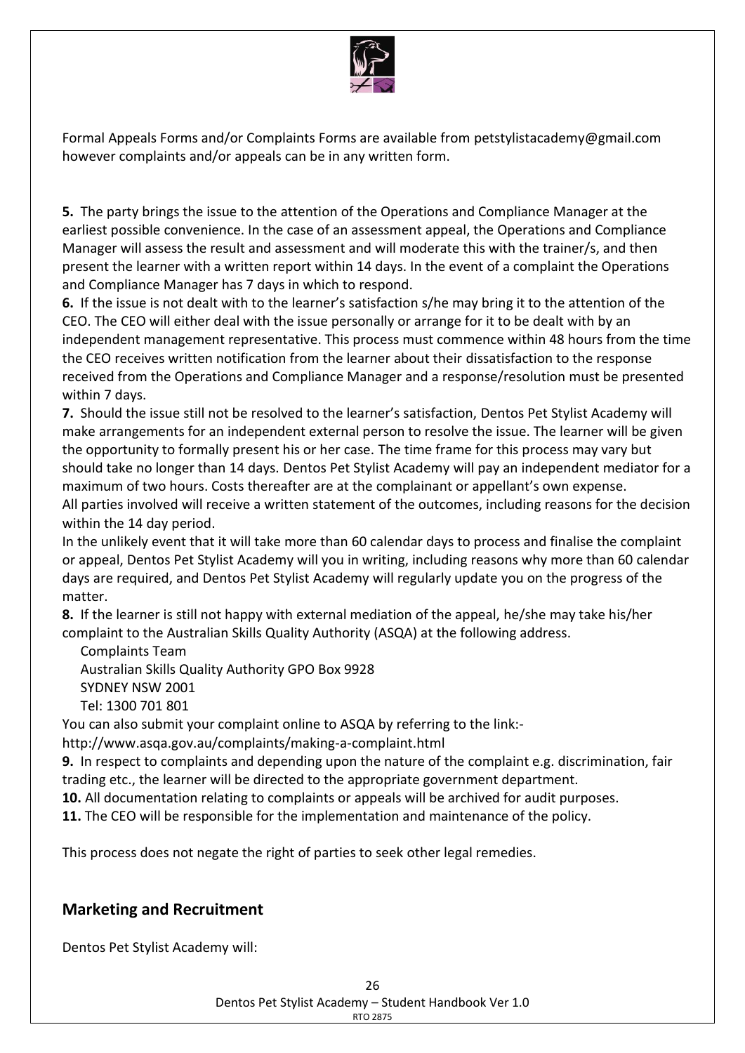Formal Appeals Forms and/or Complaints Forms are available from petstylistacademy@gmail.com however complaints and/or appeals can be in any written form.

**5.** The party brings the issue to the attention of the Operations and Compliance Manager at the earliest possible convenience. In the case of an assessment appeal, the Operations and Compliance Manager will assess the result and assessment and will moderate this with the trainer/s, and then present the learner with a written report within 14 days. In the event of a complaint the Operations and Compliance Manager has 7 days in which to respond.

**6.** If the issue is not dealt with to the learner's satisfaction s/he may bring it to the attention of the CEO. The CEO will either deal with the issue personally or arrange for it to be dealt with by an independent management representative. This process must commence within 48 hours from the time the CEO receives written notification from the learner about their dissatisfaction to the response received from the Operations and Compliance Manager and a response/resolution must be presented within 7 days.

**7.** Should the issue still not be resolved to the learner's satisfaction, Dentos Pet Stylist Academy will make arrangements for an independent external person to resolve the issue. The learner will be given the opportunity to formally present his or her case. The time frame for this process may vary but should take no longer than 14 days. Dentos Pet Stylist Academy will pay an independent mediator for a maximum of two hours. Costs thereafter are at the complainant or appellant's own expense.
All parties involved will receive a written statement of the outcomes, including reasons for the decision within the 14 day period.
In the unlikely event that it will take more than 60 calendar days to process and finalise the complaint or appeal, Dentos Pet Stylist Academy will you in writing, including reasons why more than 60 calendar days are required, and Dentos Pet Stylist Academy will regularly update you on the progress of the matter.

**8.** If the learner is still not happy with external mediation of the appeal, he/she may take his/her complaint to the Australian Skills Quality Authority (ASQA) at the following address.

Complaints Team
Australian Skills Quality Authority GPO Box 9928
SYDNEY NSW 2001
Tel: 1300 701 801

You can also submit your complaint online to ASQA by referring to the link:-
http://www.asqa.gov.au/complaints/making-a-complaint.html

**9.** In respect to complaints and depending upon the nature of the complaint e.g. discrimination, fair trading etc., the learner will be directed to the appropriate government department.

**10.** All documentation relating to complaints or appeals will be archived for audit purposes.

**11.** The CEO will be responsible for the implementation and maintenance of the policy.

This process does not negate the right of parties to seek other legal remedies.

## Marketing and Recruitment

Dentos Pet Stylist Academy will: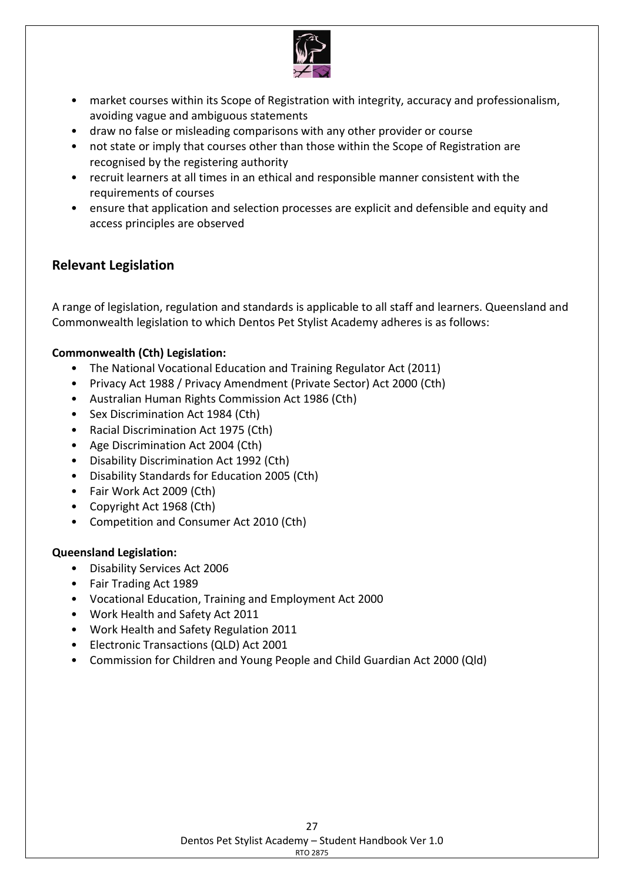- market courses within its Scope of Registration with integrity, accuracy and professionalism, avoiding vague and ambiguous statements
- draw no false or misleading comparisons with any other provider or course
- not state or imply that courses other than those within the Scope of Registration are recognised by the registering authority
- recruit learners at all times in an ethical and responsible manner consistent with the requirements of courses
- ensure that application and selection processes are explicit and defensible and equity and access principles are observed

## Relevant Legislation

A range of legislation, regulation and standards is applicable to all staff and learners. Queensland and Commonwealth legislation to which Dentos Pet Stylist Academy adheres is as follows:

**Commonwealth (Cth) Legislation:**

- The National Vocational Education and Training Regulator Act (2011)
- Privacy Act 1988 / Privacy Amendment (Private Sector) Act 2000 (Cth)
- Australian Human Rights Commission Act 1986 (Cth)
- Sex Discrimination Act 1984 (Cth)
- Racial Discrimination Act 1975 (Cth)
- Age Discrimination Act 2004 (Cth)
- Disability Discrimination Act 1992 (Cth)
- Disability Standards for Education 2005 (Cth)
- Fair Work Act 2009 (Cth)
- Copyright Act 1968 (Cth)
- Competition and Consumer Act 2010 (Cth)

**Queensland Legislation:**

- Disability Services Act 2006
- Fair Trading Act 1989
- Vocational Education, Training and Employment Act 2000
- Work Health and Safety Act 2011
- Work Health and Safety Regulation 2011
- Electronic Transactions (QLD) Act 2001
- Commission for Children and Young People and Child Guardian Act 2000 (Qld)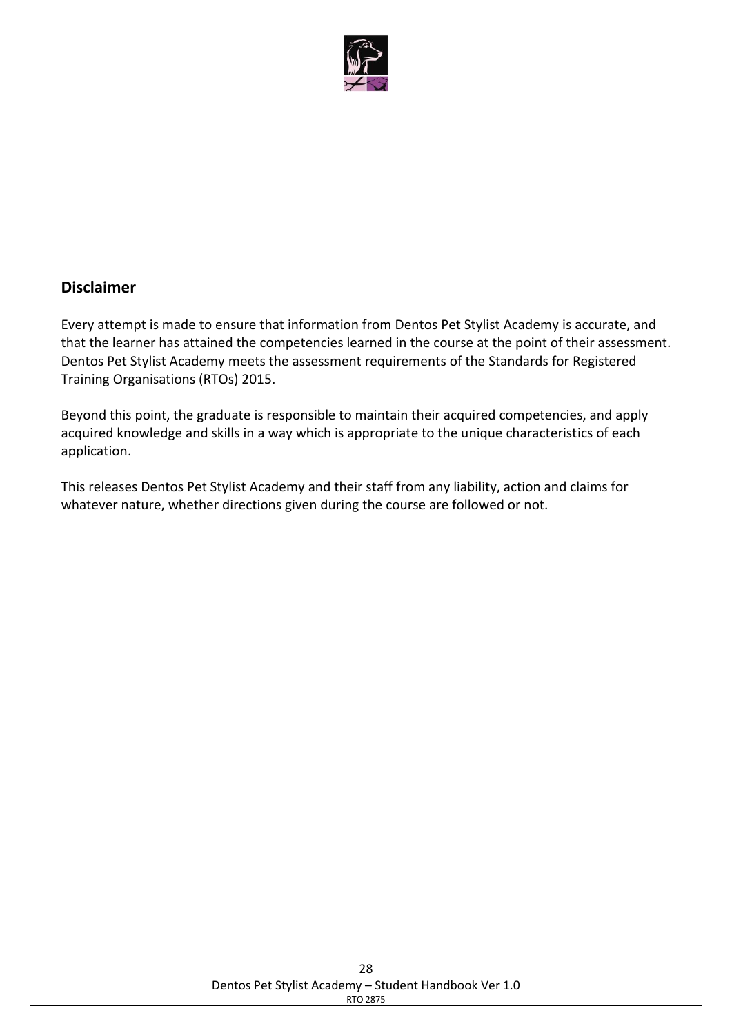## Disclaimer

Every attempt is made to ensure that information from Dentos Pet Stylist Academy is accurate, and that the learner has attained the competencies learned in the course at the point of their assessment. Dentos Pet Stylist Academy meets the assessment requirements of the Standards for Registered Training Organisations (RTOs) 2015.

Beyond this point, the graduate is responsible to maintain their acquired competencies, and apply acquired knowledge and skills in a way which is appropriate to the unique characteristics of each application.

This releases Dentos Pet Stylist Academy and their staff from any liability, action and claims for whatever nature, whether directions given during the course are followed or not.